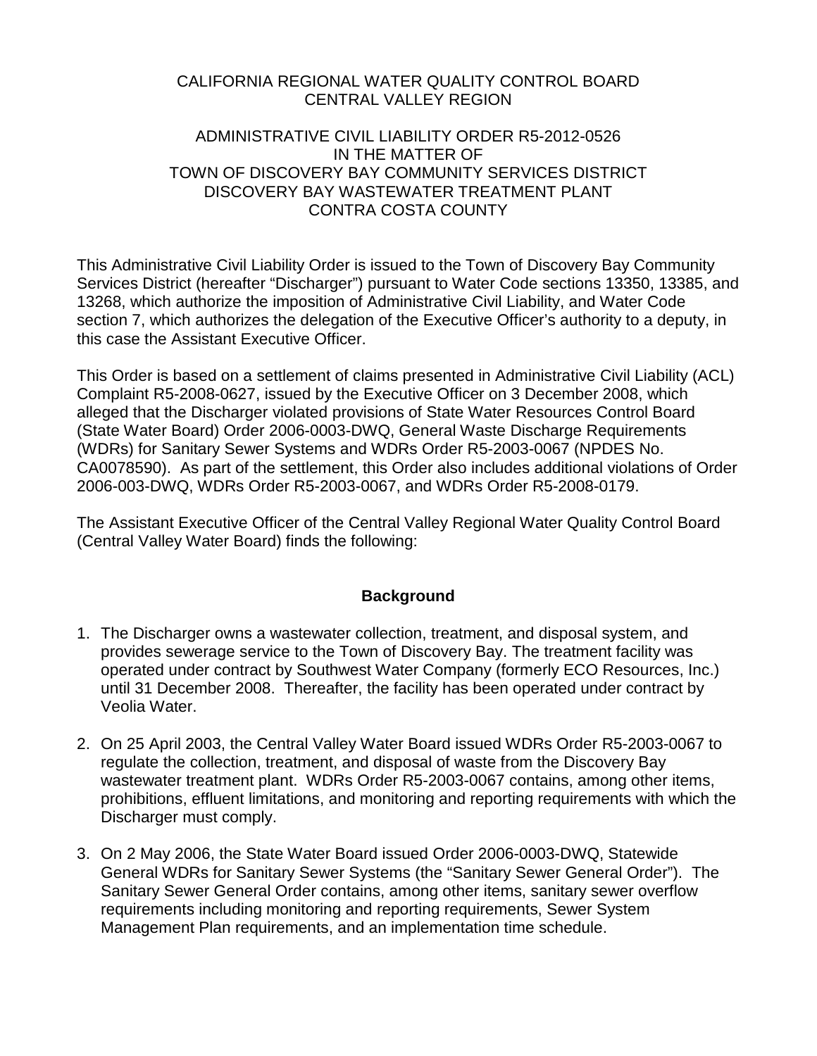CALIFORNIA REGIONAL WATER QUALITY CONTROL BOARD
CENTRAL VALLEY REGION

ADMINISTRATIVE CIVIL LIABILITY ORDER R5-2012-0526
IN THE MATTER OF
TOWN OF DISCOVERY BAY COMMUNITY SERVICES DISTRICT
DISCOVERY BAY WASTEWATER TREATMENT PLANT
CONTRA COSTA COUNTY

This Administrative Civil Liability Order is issued to the Town of Discovery Bay Community Services District (hereafter "Discharger") pursuant to Water Code sections 13350, 13385, and 13268, which authorize the imposition of Administrative Civil Liability, and Water Code section 7, which authorizes the delegation of the Executive Officer's authority to a deputy, in this case the Assistant Executive Officer.

This Order is based on a settlement of claims presented in Administrative Civil Liability (ACL) Complaint R5-2008-0627, issued by the Executive Officer on 3 December 2008, which alleged that the Discharger violated provisions of State Water Resources Control Board (State Water Board) Order 2006-0003-DWQ, General Waste Discharge Requirements (WDRs) for Sanitary Sewer Systems and WDRs Order R5-2003-0067 (NPDES No. CA0078590). As part of the settlement, this Order also includes additional violations of Order 2006-003-DWQ, WDRs Order R5-2003-0067, and WDRs Order R5-2008-0179.

The Assistant Executive Officer of the Central Valley Regional Water Quality Control Board (Central Valley Water Board) finds the following:

## Background

1. The Discharger owns a wastewater collection, treatment, and disposal system, and provides sewerage service to the Town of Discovery Bay. The treatment facility was operated under contract by Southwest Water Company (formerly ECO Resources, Inc.) until 31 December 2008. Thereafter, the facility has been operated under contract by Veolia Water.

2. On 25 April 2003, the Central Valley Water Board issued WDRs Order R5-2003-0067 to regulate the collection, treatment, and disposal of waste from the Discovery Bay wastewater treatment plant. WDRs Order R5-2003-0067 contains, among other items, prohibitions, effluent limitations, and monitoring and reporting requirements with which the Discharger must comply.

3. On 2 May 2006, the State Water Board issued Order 2006-0003-DWQ, Statewide General WDRs for Sanitary Sewer Systems (the "Sanitary Sewer General Order"). The Sanitary Sewer General Order contains, among other items, sanitary sewer overflow requirements including monitoring and reporting requirements, Sewer System Management Plan requirements, and an implementation time schedule.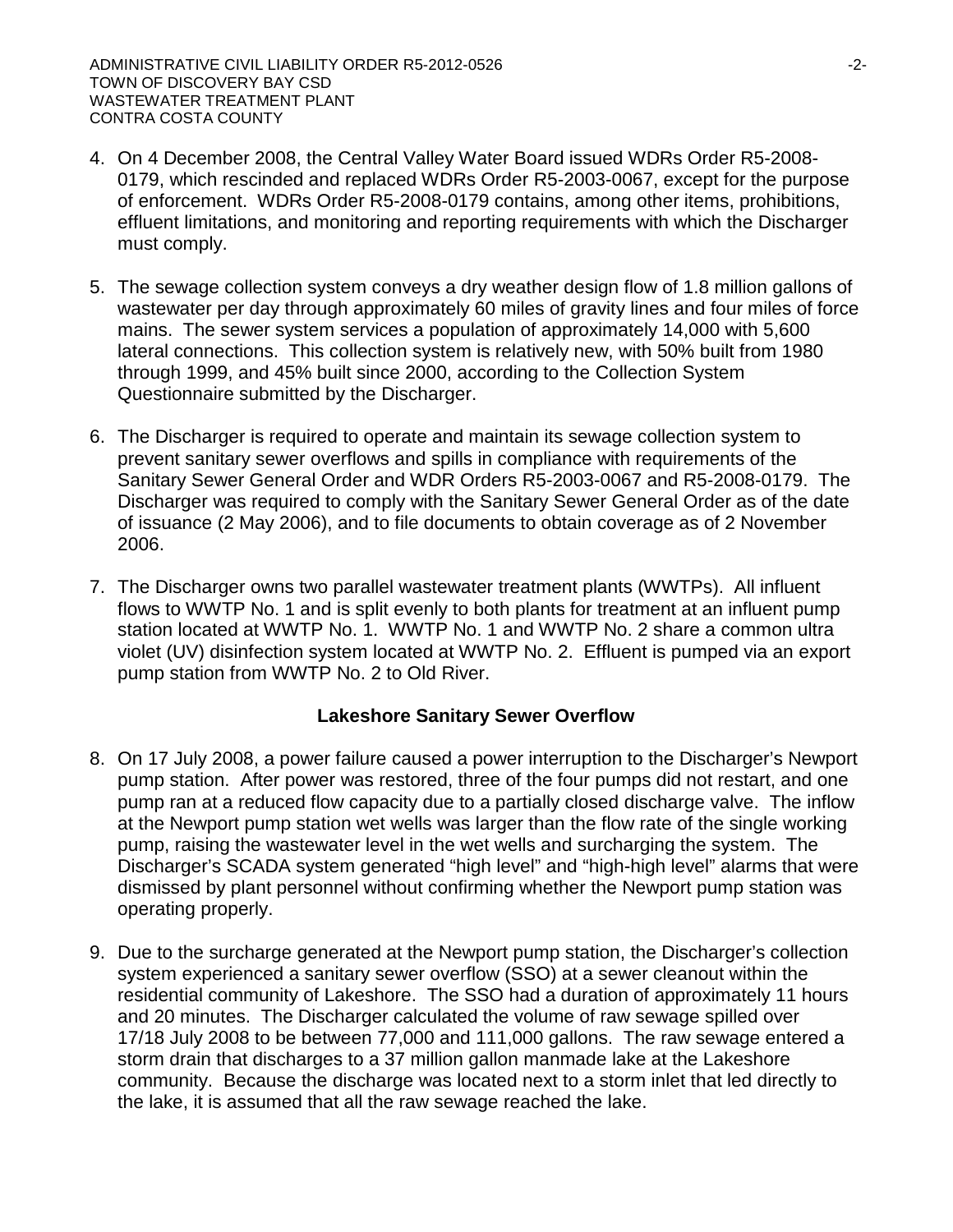4. On 4 December 2008, the Central Valley Water Board issued WDRs Order R5-2008-0179, which rescinded and replaced WDRs Order R5-2003-0067, except for the purpose of enforcement. WDRs Order R5-2008-0179 contains, among other items, prohibitions, effluent limitations, and monitoring and reporting requirements with which the Discharger must comply.

5. The sewage collection system conveys a dry weather design flow of 1.8 million gallons of wastewater per day through approximately 60 miles of gravity lines and four miles of force mains. The sewer system services a population of approximately 14,000 with 5,600 lateral connections. This collection system is relatively new, with 50% built from 1980 through 1999, and 45% built since 2000, according to the Collection System Questionnaire submitted by the Discharger.

6. The Discharger is required to operate and maintain its sewage collection system to prevent sanitary sewer overflows and spills in compliance with requirements of the Sanitary Sewer General Order and WDR Orders R5-2003-0067 and R5-2008-0179. The Discharger was required to comply with the Sanitary Sewer General Order as of the date of issuance (2 May 2006), and to file documents to obtain coverage as of 2 November 2006.

7. The Discharger owns two parallel wastewater treatment plants (WWTPs). All influent flows to WWTP No. 1 and is split evenly to both plants for treatment at an influent pump station located at WWTP No. 1. WWTP No. 1 and WWTP No. 2 share a common ultra violet (UV) disinfection system located at WWTP No. 2. Effluent is pumped via an export pump station from WWTP No. 2 to Old River.

### Lakeshore Sanitary Sewer Overflow

8. On 17 July 2008, a power failure caused a power interruption to the Discharger's Newport pump station. After power was restored, three of the four pumps did not restart, and one pump ran at a reduced flow capacity due to a partially closed discharge valve. The inflow at the Newport pump station wet wells was larger than the flow rate of the single working pump, raising the wastewater level in the wet wells and surcharging the system. The Discharger's SCADA system generated "high level" and "high-high level" alarms that were dismissed by plant personnel without confirming whether the Newport pump station was operating properly.

9. Due to the surcharge generated at the Newport pump station, the Discharger's collection system experienced a sanitary sewer overflow (SSO) at a sewer cleanout within the residential community of Lakeshore. The SSO had a duration of approximately 11 hours and 20 minutes. The Discharger calculated the volume of raw sewage spilled over 17/18 July 2008 to be between 77,000 and 111,000 gallons. The raw sewage entered a storm drain that discharges to a 37 million gallon manmade lake at the Lakeshore community. Because the discharge was located next to a storm inlet that led directly to the lake, it is assumed that all the raw sewage reached the lake.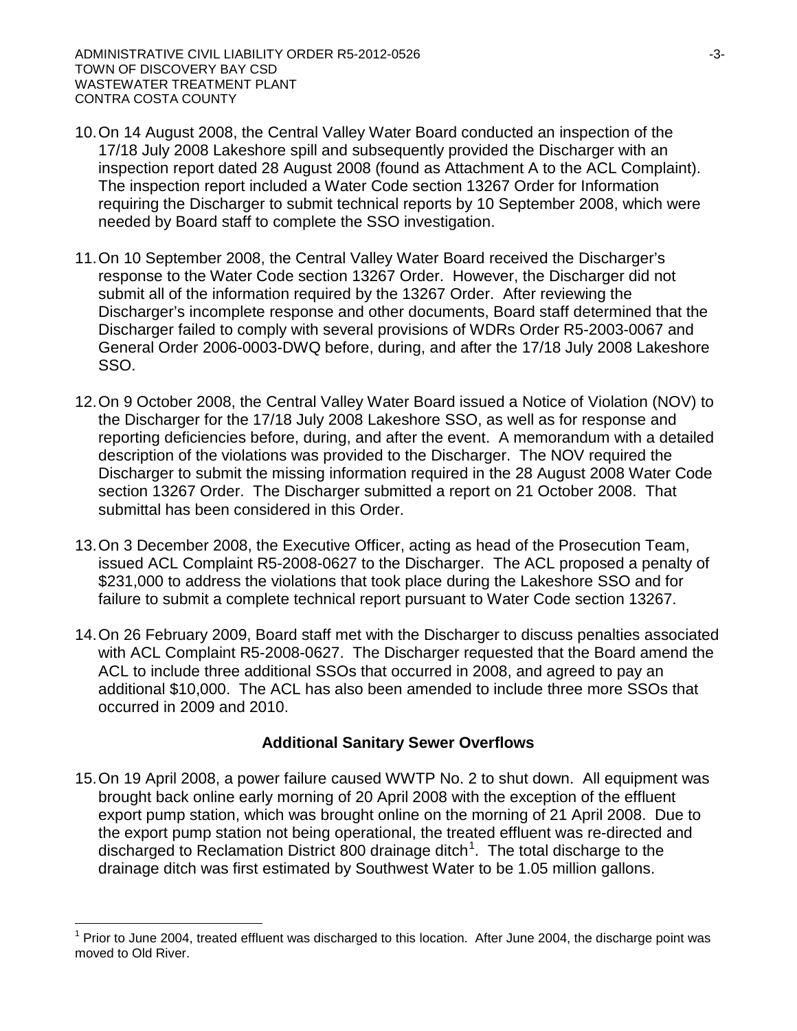10. On 14 August 2008, the Central Valley Water Board conducted an inspection of the 17/18 July 2008 Lakeshore spill and subsequently provided the Discharger with an inspection report dated 28 August 2008 (found as Attachment A to the ACL Complaint). The inspection report included a Water Code section 13267 Order for Information requiring the Discharger to submit technical reports by 10 September 2008, which were needed by Board staff to complete the SSO investigation.

11. On 10 September 2008, the Central Valley Water Board received the Discharger's response to the Water Code section 13267 Order. However, the Discharger did not submit all of the information required by the 13267 Order. After reviewing the Discharger's incomplete response and other documents, Board staff determined that the Discharger failed to comply with several provisions of WDRs Order R5-2003-0067 and General Order 2006-0003-DWQ before, during, and after the 17/18 July 2008 Lakeshore SSO.

12. On 9 October 2008, the Central Valley Water Board issued a Notice of Violation (NOV) to the Discharger for the 17/18 July 2008 Lakeshore SSO, as well as for response and reporting deficiencies before, during, and after the event. A memorandum with a detailed description of the violations was provided to the Discharger. The NOV required the Discharger to submit the missing information required in the 28 August 2008 Water Code section 13267 Order. The Discharger submitted a report on 21 October 2008. That submittal has been considered in this Order.

13. On 3 December 2008, the Executive Officer, acting as head of the Prosecution Team, issued ACL Complaint R5-2008-0627 to the Discharger. The ACL proposed a penalty of \$231,000 to address the violations that took place during the Lakeshore SSO and for failure to submit a complete technical report pursuant to Water Code section 13267.

14. On 26 February 2009, Board staff met with the Discharger to discuss penalties associated with ACL Complaint R5-2008-0627. The Discharger requested that the Board amend the ACL to include three additional SSOs that occurred in 2008, and agreed to pay an additional \$10,000. The ACL has also been amended to include three more SSOs that occurred in 2009 and 2010.

## Additional Sanitary Sewer Overflows

15. On 19 April 2008, a power failure caused WWTP No. 2 to shut down. All equipment was brought back online early morning of 20 April 2008 with the exception of the effluent export pump station, which was brought online on the morning of 21 April 2008. Due to the export pump station not being operational, the treated effluent was re-directed and discharged to Reclamation District 800 drainage ditch[1]. The total discharge to the drainage ditch was first estimated by Southwest Water to be 1.05 million gallons.

[1] Prior to June 2004, treated effluent was discharged to this location. After June 2004, the discharge point was moved to Old River.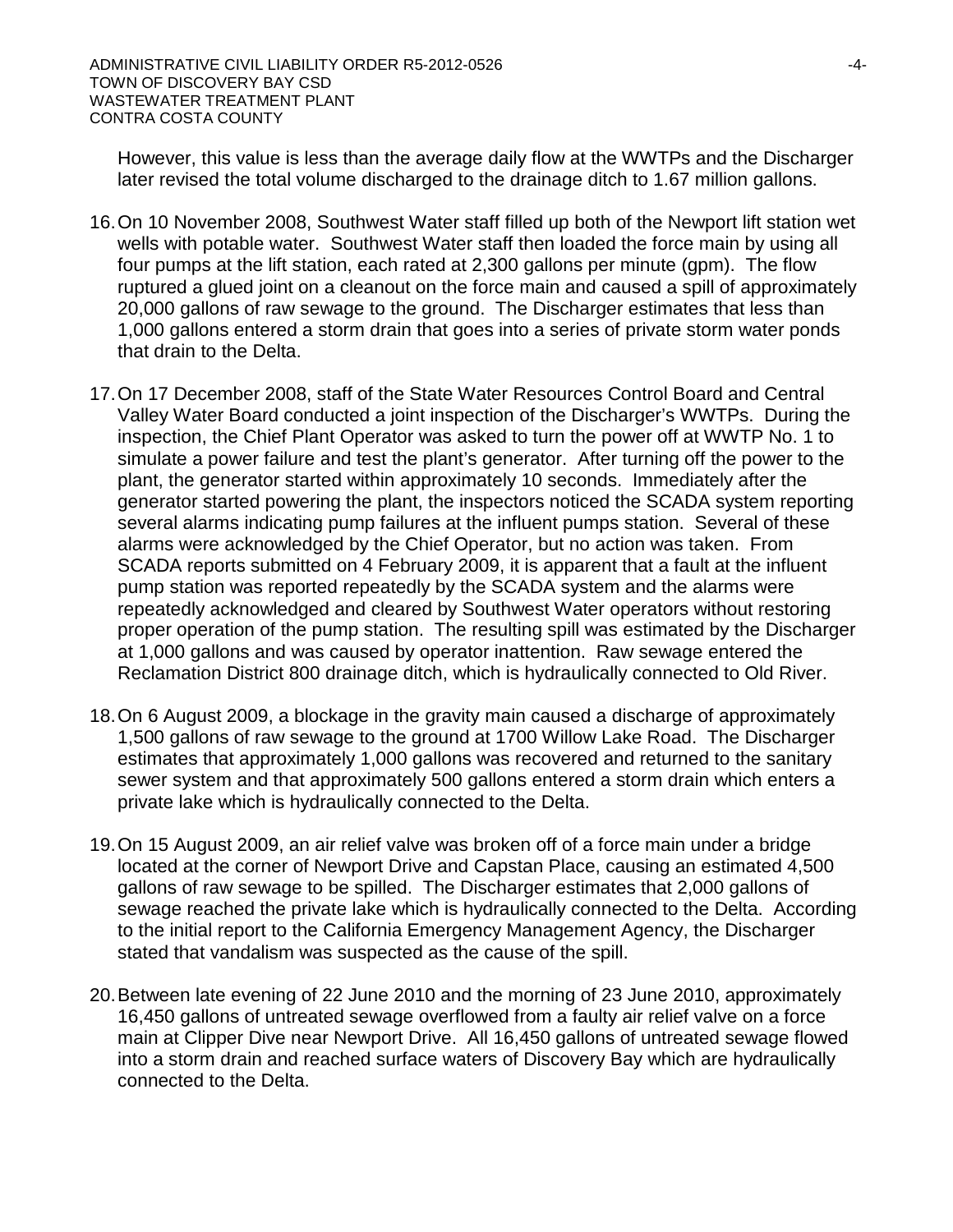However, this value is less than the average daily flow at the WWTPs and the Discharger later revised the total volume discharged to the drainage ditch to 1.67 million gallons.

16. On 10 November 2008, Southwest Water staff filled up both of the Newport lift station wet wells with potable water. Southwest Water staff then loaded the force main by using all four pumps at the lift station, each rated at 2,300 gallons per minute (gpm). The flow ruptured a glued joint on a cleanout on the force main and caused a spill of approximately 20,000 gallons of raw sewage to the ground. The Discharger estimates that less than 1,000 gallons entered a storm drain that goes into a series of private storm water ponds that drain to the Delta.

17. On 17 December 2008, staff of the State Water Resources Control Board and Central Valley Water Board conducted a joint inspection of the Discharger's WWTPs. During the inspection, the Chief Plant Operator was asked to turn the power off at WWTP No. 1 to simulate a power failure and test the plant's generator. After turning off the power to the plant, the generator started within approximately 10 seconds. Immediately after the generator started powering the plant, the inspectors noticed the SCADA system reporting several alarms indicating pump failures at the influent pumps station. Several of these alarms were acknowledged by the Chief Operator, but no action was taken. From SCADA reports submitted on 4 February 2009, it is apparent that a fault at the influent pump station was reported repeatedly by the SCADA system and the alarms were repeatedly acknowledged and cleared by Southwest Water operators without restoring proper operation of the pump station. The resulting spill was estimated by the Discharger at 1,000 gallons and was caused by operator inattention. Raw sewage entered the Reclamation District 800 drainage ditch, which is hydraulically connected to Old River.

18. On 6 August 2009, a blockage in the gravity main caused a discharge of approximately 1,500 gallons of raw sewage to the ground at 1700 Willow Lake Road. The Discharger estimates that approximately 1,000 gallons was recovered and returned to the sanitary sewer system and that approximately 500 gallons entered a storm drain which enters a private lake which is hydraulically connected to the Delta.

19. On 15 August 2009, an air relief valve was broken off of a force main under a bridge located at the corner of Newport Drive and Capstan Place, causing an estimated 4,500 gallons of raw sewage to be spilled. The Discharger estimates that 2,000 gallons of sewage reached the private lake which is hydraulically connected to the Delta. According to the initial report to the California Emergency Management Agency, the Discharger stated that vandalism was suspected as the cause of the spill.

20. Between late evening of 22 June 2010 and the morning of 23 June 2010, approximately 16,450 gallons of untreated sewage overflowed from a faulty air relief valve on a force main at Clipper Dive near Newport Drive. All 16,450 gallons of untreated sewage flowed into a storm drain and reached surface waters of Discovery Bay which are hydraulically connected to the Delta.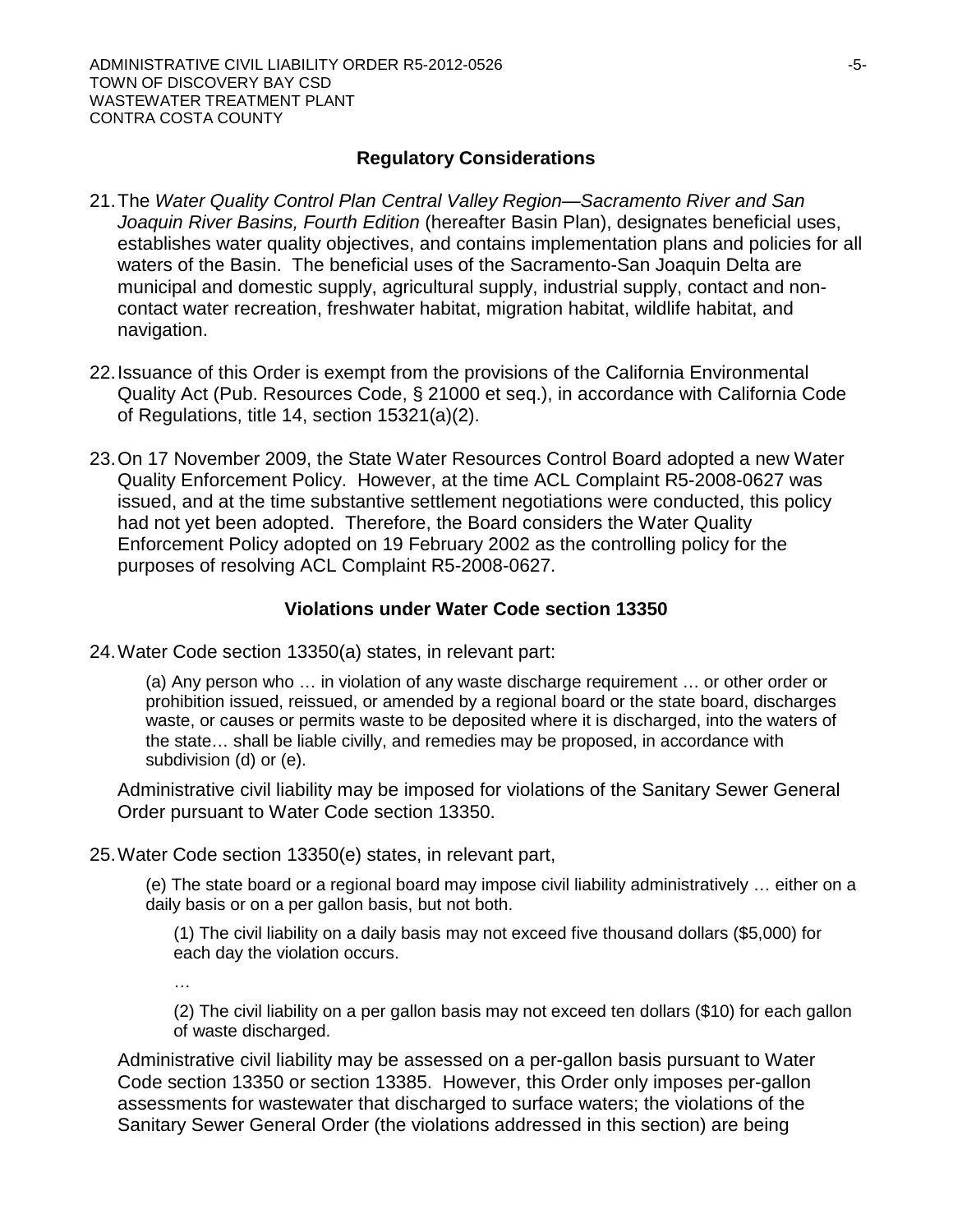## Regulatory Considerations

21. The *Water Quality Control Plan Central Valley Region—Sacramento River and San Joaquin River Basins, Fourth Edition* (hereafter Basin Plan), designates beneficial uses, establishes water quality objectives, and contains implementation plans and policies for all waters of the Basin. The beneficial uses of the Sacramento-San Joaquin Delta are municipal and domestic supply, agricultural supply, industrial supply, contact and non-contact water recreation, freshwater habitat, migration habitat, wildlife habitat, and navigation.

22. Issuance of this Order is exempt from the provisions of the California Environmental Quality Act (Pub. Resources Code, § 21000 et seq.), in accordance with California Code of Regulations, title 14, section 15321(a)(2).

23. On 17 November 2009, the State Water Resources Control Board adopted a new Water Quality Enforcement Policy. However, at the time ACL Complaint R5-2008-0627 was issued, and at the time substantive settlement negotiations were conducted, this policy had not yet been adopted. Therefore, the Board considers the Water Quality Enforcement Policy adopted on 19 February 2002 as the controlling policy for the purposes of resolving ACL Complaint R5-2008-0627.

## Violations under Water Code section 13350

24. Water Code section 13350(a) states, in relevant part:

   > (a) Any person who … in violation of any waste discharge requirement … or other order or prohibition issued, reissued, or amended by a regional board or the state board, discharges waste, or causes or permits waste to be deposited where it is discharged, into the waters of the state… shall be liable civilly, and remedies may be proposed, in accordance with subdivision (d) or (e).

   Administrative civil liability may be imposed for violations of the Sanitary Sewer General Order pursuant to Water Code section 13350.

25. Water Code section 13350(e) states, in relevant part,

   > (e) The state board or a regional board may impose civil liability administratively … either on a daily basis or on a per gallon basis, but not both.
   >
   > (1) The civil liability on a daily basis may not exceed five thousand dollars ($5,000) for each day the violation occurs.
   >
   > …
   >
   > (2) The civil liability on a per gallon basis may not exceed ten dollars ($10) for each gallon of waste discharged.

   Administrative civil liability may be assessed on a per-gallon basis pursuant to Water Code section 13350 or section 13385. However, this Order only imposes per-gallon assessments for wastewater that discharged to surface waters; the violations of the Sanitary Sewer General Order (the violations addressed in this section) are being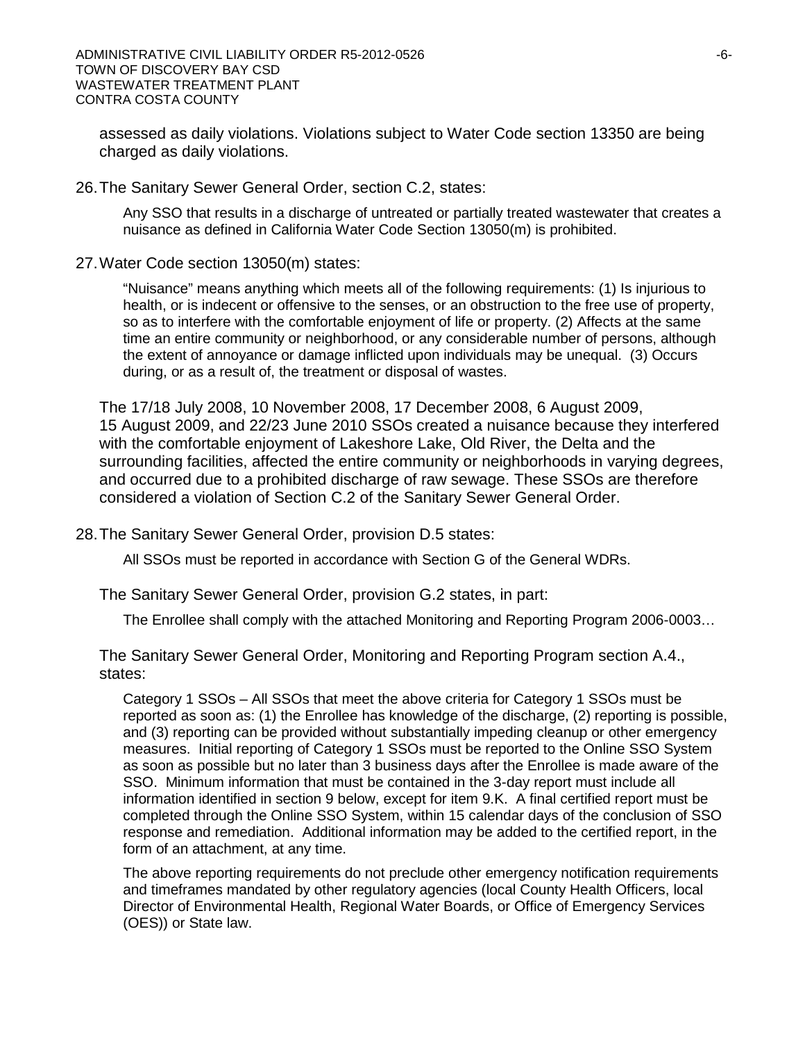assessed as daily violations. Violations subject to Water Code section 13350 are being charged as daily violations.

26. The Sanitary Sewer General Order, section C.2, states:

> Any SSO that results in a discharge of untreated or partially treated wastewater that creates a nuisance as defined in California Water Code Section 13050(m) is prohibited.

27. Water Code section 13050(m) states:

> "Nuisance" means anything which meets all of the following requirements: (1) Is injurious to health, or is indecent or offensive to the senses, or an obstruction to the free use of property, so as to interfere with the comfortable enjoyment of life or property. (2) Affects at the same time an entire community or neighborhood, or any considerable number of persons, although the extent of annoyance or damage inflicted upon individuals may be unequal. (3) Occurs during, or as a result of, the treatment or disposal of wastes.

The 17/18 July 2008, 10 November 2008, 17 December 2008, 6 August 2009, 15 August 2009, and 22/23 June 2010 SSOs created a nuisance because they interfered with the comfortable enjoyment of Lakeshore Lake, Old River, the Delta and the surrounding facilities, affected the entire community or neighborhoods in varying degrees, and occurred due to a prohibited discharge of raw sewage. These SSOs are therefore considered a violation of Section C.2 of the Sanitary Sewer General Order.

28. The Sanitary Sewer General Order, provision D.5 states:

> All SSOs must be reported in accordance with Section G of the General WDRs.

The Sanitary Sewer General Order, provision G.2 states, in part:

> The Enrollee shall comply with the attached Monitoring and Reporting Program 2006-0003…

The Sanitary Sewer General Order, Monitoring and Reporting Program section A.4., states:

> Category 1 SSOs – All SSOs that meet the above criteria for Category 1 SSOs must be reported as soon as: (1) the Enrollee has knowledge of the discharge, (2) reporting is possible, and (3) reporting can be provided without substantially impeding cleanup or other emergency measures. Initial reporting of Category 1 SSOs must be reported to the Online SSO System as soon as possible but no later than 3 business days after the Enrollee is made aware of the SSO. Minimum information that must be contained in the 3-day report must include all information identified in section 9 below, except for item 9.K. A final certified report must be completed through the Online SSO System, within 15 calendar days of the conclusion of SSO response and remediation. Additional information may be added to the certified report, in the form of an attachment, at any time.
>
> The above reporting requirements do not preclude other emergency notification requirements and timeframes mandated by other regulatory agencies (local County Health Officers, local Director of Environmental Health, Regional Water Boards, or Office of Emergency Services (OES)) or State law.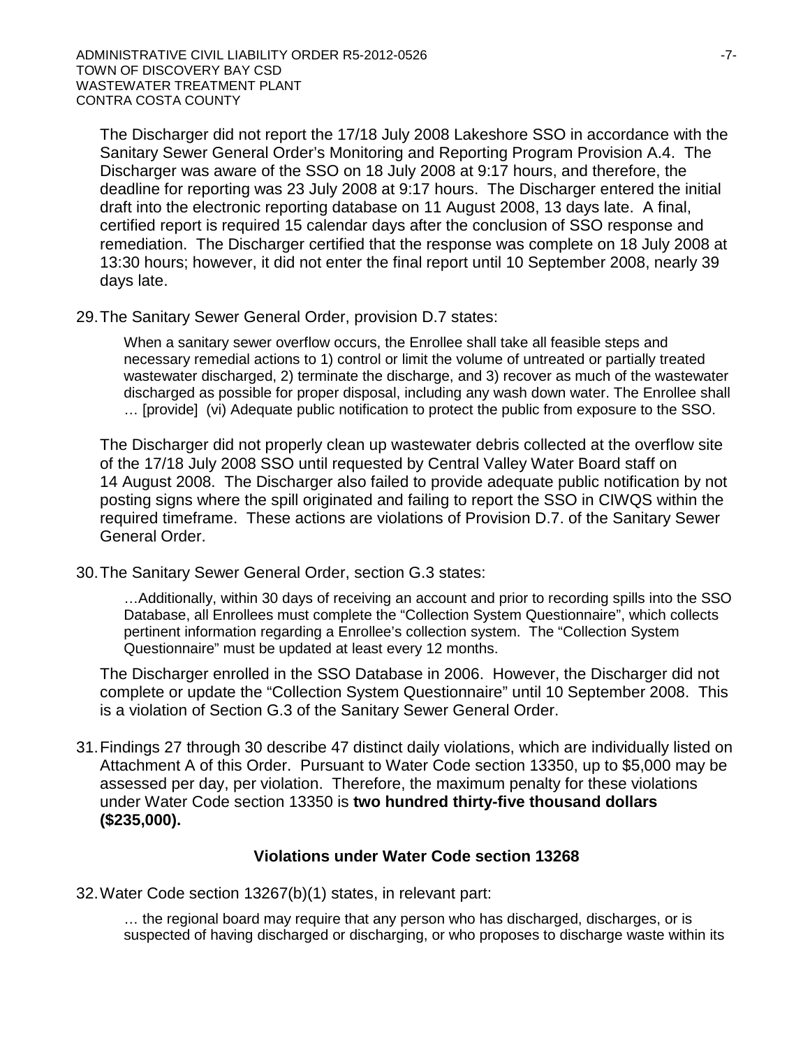The Discharger did not report the 17/18 July 2008 Lakeshore SSO in accordance with the Sanitary Sewer General Order's Monitoring and Reporting Program Provision A.4. The Discharger was aware of the SSO on 18 July 2008 at 9:17 hours, and therefore, the deadline for reporting was 23 July 2008 at 9:17 hours. The Discharger entered the initial draft into the electronic reporting database on 11 August 2008, 13 days late. A final, certified report is required 15 calendar days after the conclusion of SSO response and remediation. The Discharger certified that the response was complete on 18 July 2008 at 13:30 hours; however, it did not enter the final report until 10 September 2008, nearly 39 days late.

29. The Sanitary Sewer General Order, provision D.7 states:

> When a sanitary sewer overflow occurs, the Enrollee shall take all feasible steps and necessary remedial actions to 1) control or limit the volume of untreated or partially treated wastewater discharged, 2) terminate the discharge, and 3) recover as much of the wastewater discharged as possible for proper disposal, including any wash down water. The Enrollee shall … [provide] (vi) Adequate public notification to protect the public from exposure to the SSO.

The Discharger did not properly clean up wastewater debris collected at the overflow site of the 17/18 July 2008 SSO until requested by Central Valley Water Board staff on 14 August 2008. The Discharger also failed to provide adequate public notification by not posting signs where the spill originated and failing to report the SSO in CIWQS within the required timeframe. These actions are violations of Provision D.7. of the Sanitary Sewer General Order.

30. The Sanitary Sewer General Order, section G.3 states:

> …Additionally, within 30 days of receiving an account and prior to recording spills into the SSO Database, all Enrollees must complete the "Collection System Questionnaire", which collects pertinent information regarding a Enrollee's collection system. The "Collection System Questionnaire" must be updated at least every 12 months.

The Discharger enrolled in the SSO Database in 2006. However, the Discharger did not complete or update the "Collection System Questionnaire" until 10 September 2008. This is a violation of Section G.3 of the Sanitary Sewer General Order.

31. Findings 27 through 30 describe 47 distinct daily violations, which are individually listed on Attachment A of this Order. Pursuant to Water Code section 13350, up to $5,000 may be assessed per day, per violation. Therefore, the maximum penalty for these violations under Water Code section 13350 is **two hundred thirty-five thousand dollars ($235,000).**

### Violations under Water Code section 13268

32. Water Code section 13267(b)(1) states, in relevant part:

> … the regional board may require that any person who has discharged, discharges, or is suspected of having discharged or discharging, or who proposes to discharge waste within its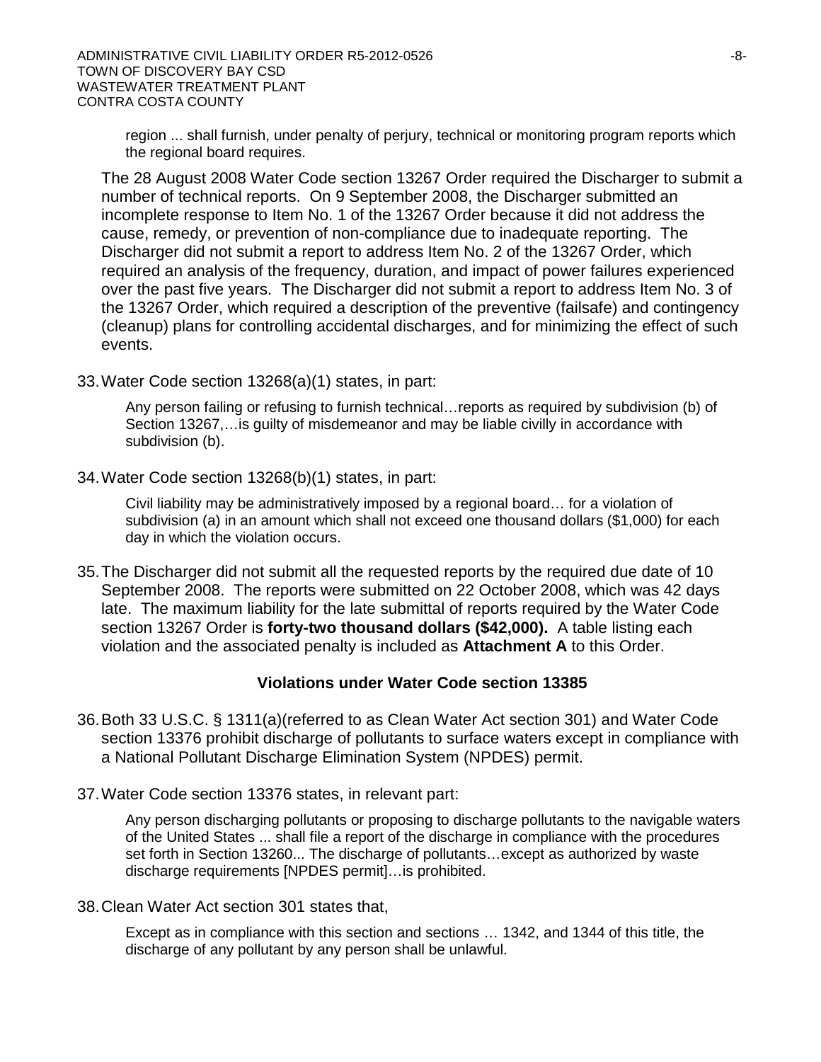> region ... shall furnish, under penalty of perjury, technical or monitoring program reports which the regional board requires.

The 28 August 2008 Water Code section 13267 Order required the Discharger to submit a number of technical reports. On 9 September 2008, the Discharger submitted an incomplete response to Item No. 1 of the 13267 Order because it did not address the cause, remedy, or prevention of non-compliance due to inadequate reporting. The Discharger did not submit a report to address Item No. 2 of the 13267 Order, which required an analysis of the frequency, duration, and impact of power failures experienced over the past five years. The Discharger did not submit a report to address Item No. 3 of the 13267 Order, which required a description of the preventive (failsafe) and contingency (cleanup) plans for controlling accidental discharges, and for minimizing the effect of such events.

33. Water Code section 13268(a)(1) states, in part:

    > Any person failing or refusing to furnish technical…reports as required by subdivision (b) of Section 13267,…is guilty of misdemeanor and may be liable civilly in accordance with subdivision (b).

34. Water Code section 13268(b)(1) states, in part:

    > Civil liability may be administratively imposed by a regional board… for a violation of subdivision (a) in an amount which shall not exceed one thousand dollars ($1,000) for each day in which the violation occurs.

35. The Discharger did not submit all the requested reports by the required due date of 10 September 2008. The reports were submitted on 22 October 2008, which was 42 days late. The maximum liability for the late submittal of reports required by the Water Code section 13267 Order is **forty-two thousand dollars ($42,000).** A table listing each violation and the associated penalty is included as **Attachment A** to this Order.

### Violations under Water Code section 13385

36. Both 33 U.S.C. § 1311(a)(referred to as Clean Water Act section 301) and Water Code section 13376 prohibit discharge of pollutants to surface waters except in compliance with a National Pollutant Discharge Elimination System (NPDES) permit.

37. Water Code section 13376 states, in relevant part:

    > Any person discharging pollutants or proposing to discharge pollutants to the navigable waters of the United States ... shall file a report of the discharge in compliance with the procedures set forth in Section 13260... The discharge of pollutants…except as authorized by waste discharge requirements [NPDES permit]…is prohibited.

38. Clean Water Act section 301 states that,

    > Except as in compliance with this section and sections … 1342, and 1344 of this title, the discharge of any pollutant by any person shall be unlawful.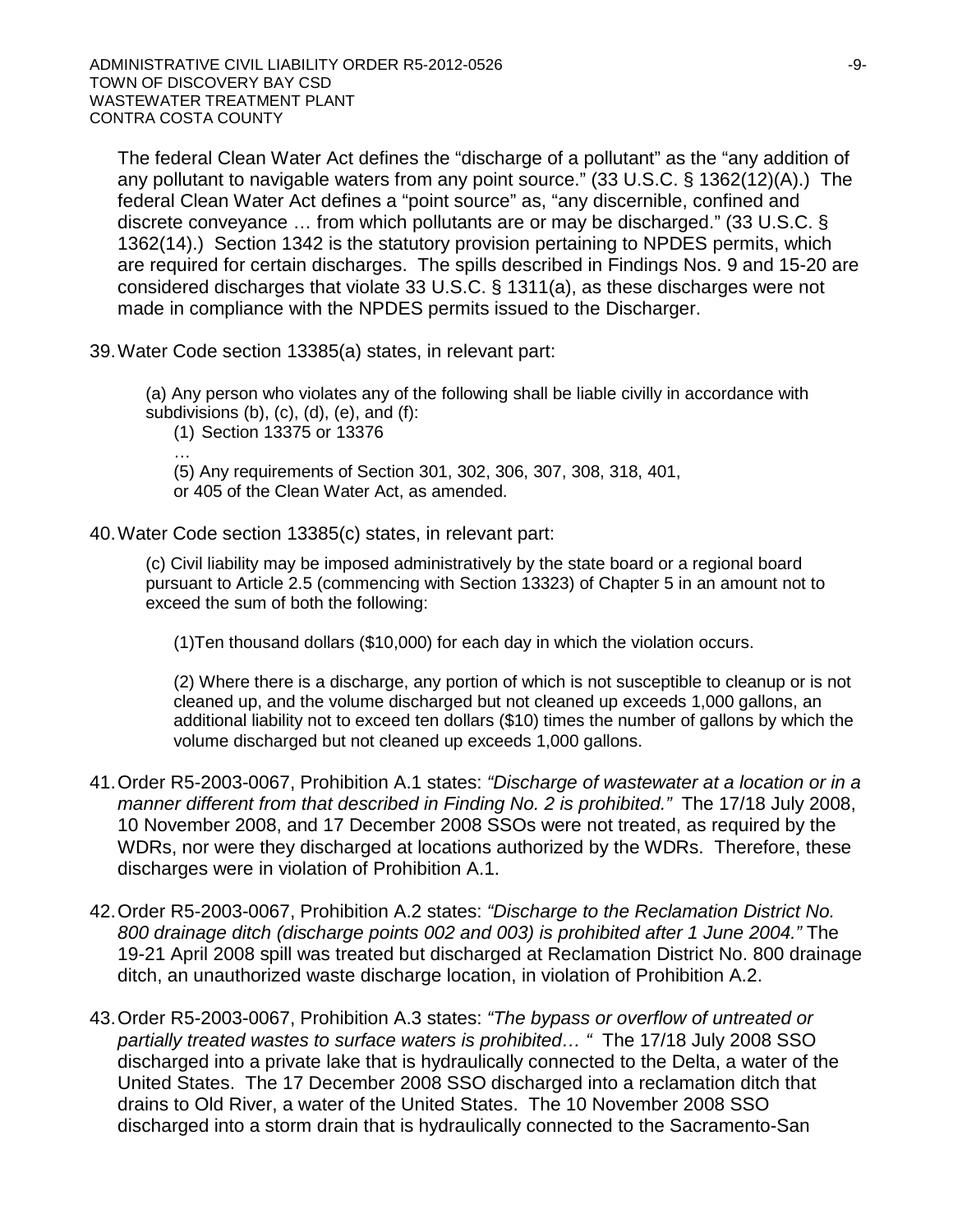The federal Clean Water Act defines the "discharge of a pollutant" as the "any addition of any pollutant to navigable waters from any point source." (33 U.S.C. § 1362(12)(A).) The federal Clean Water Act defines a "point source" as, "any discernible, confined and discrete conveyance … from which pollutants are or may be discharged." (33 U.S.C. § 1362(14).) Section 1342 is the statutory provision pertaining to NPDES permits, which are required for certain discharges. The spills described in Findings Nos. 9 and 15-20 are considered discharges that violate 33 U.S.C. § 1311(a), as these discharges were not made in compliance with the NPDES permits issued to the Discharger.

39. Water Code section 13385(a) states, in relevant part:

   (a) Any person who violates any of the following shall be liable civilly in accordance with subdivisions (b), (c), (d), (e), and (f):

   (1) Section 13375 or 13376

   …

   (5) Any requirements of Section 301, 302, 306, 307, 308, 318, 401, or 405 of the Clean Water Act, as amended.

40. Water Code section 13385(c) states, in relevant part:

   (c) Civil liability may be imposed administratively by the state board or a regional board pursuant to Article 2.5 (commencing with Section 13323) of Chapter 5 in an amount not to exceed the sum of both the following:

   (1)Ten thousand dollars ($10,000) for each day in which the violation occurs.

   (2) Where there is a discharge, any portion of which is not susceptible to cleanup or is not cleaned up, and the volume discharged but not cleaned up exceeds 1,000 gallons, an additional liability not to exceed ten dollars ($10) times the number of gallons by which the volume discharged but not cleaned up exceeds 1,000 gallons.

41. Order R5-2003-0067, Prohibition A.1 states: *"Discharge of wastewater at a location or in a manner different from that described in Finding No. 2 is prohibited."* The 17/18 July 2008, 10 November 2008, and 17 December 2008 SSOs were not treated, as required by the WDRs, nor were they discharged at locations authorized by the WDRs. Therefore, these discharges were in violation of Prohibition A.1.

42. Order R5-2003-0067, Prohibition A.2 states: *"Discharge to the Reclamation District No. 800 drainage ditch (discharge points 002 and 003) is prohibited after 1 June 2004."* The 19-21 April 2008 spill was treated but discharged at Reclamation District No. 800 drainage ditch, an unauthorized waste discharge location, in violation of Prohibition A.2.

43. Order R5-2003-0067, Prohibition A.3 states: *"The bypass or overflow of untreated or partially treated wastes to surface waters is prohibited… "* The 17/18 July 2008 SSO discharged into a private lake that is hydraulically connected to the Delta, a water of the United States. The 17 December 2008 SSO discharged into a reclamation ditch that drains to Old River, a water of the United States. The 10 November 2008 SSO discharged into a storm drain that is hydraulically connected to the Sacramento-San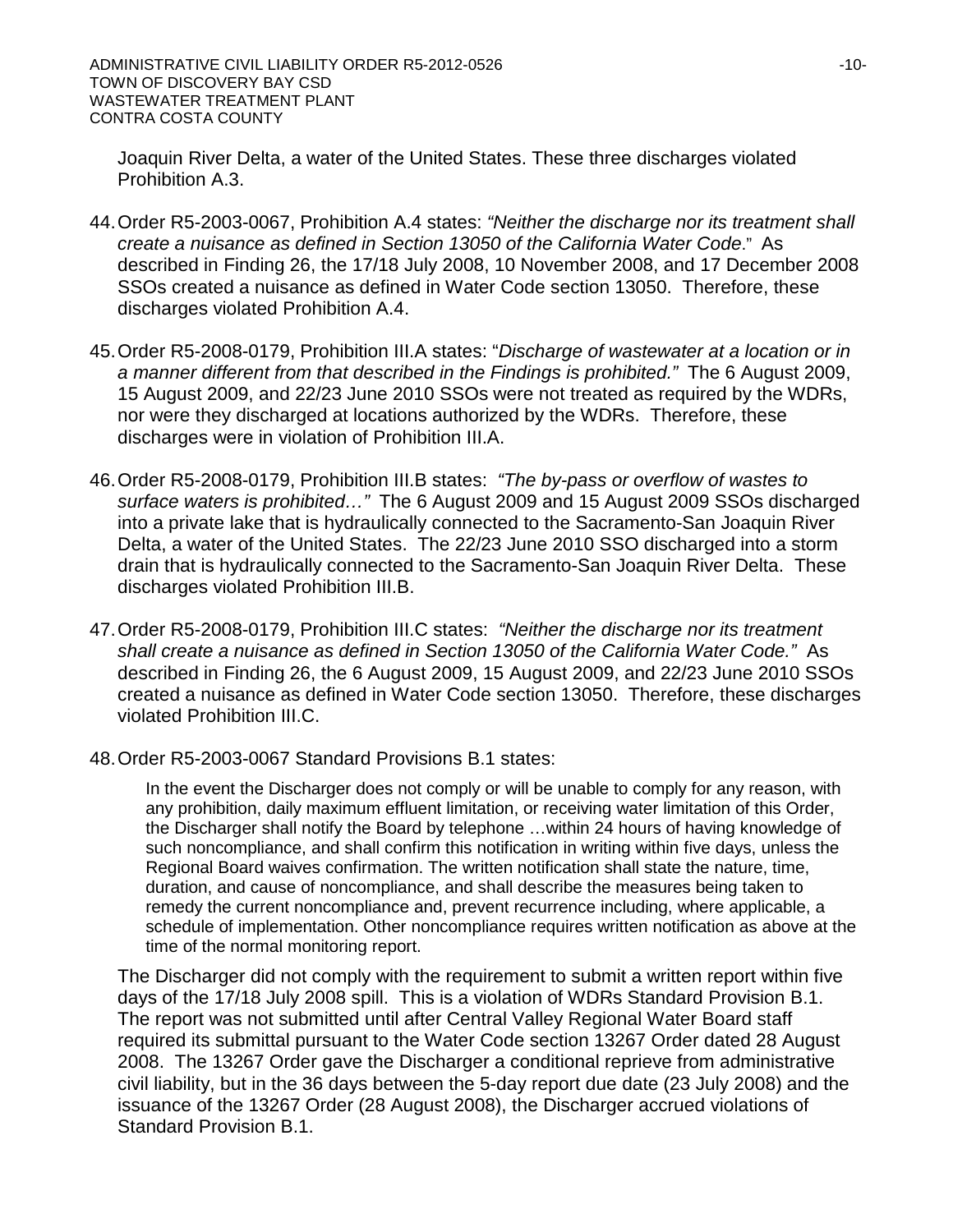Joaquin River Delta, a water of the United States. These three discharges violated Prohibition A.3.

44. Order R5-2003-0067, Prohibition A.4 states: *"Neither the discharge nor its treatment shall create a nuisance as defined in Section 13050 of the California Water Code*." As described in Finding 26, the 17/18 July 2008, 10 November 2008, and 17 December 2008 SSOs created a nuisance as defined in Water Code section 13050. Therefore, these discharges violated Prohibition A.4.

45. Order R5-2008-0179, Prohibition III.A states: "*Discharge of wastewater at a location or in a manner different from that described in the Findings is prohibited."* The 6 August 2009, 15 August 2009, and 22/23 June 2010 SSOs were not treated as required by the WDRs, nor were they discharged at locations authorized by the WDRs. Therefore, these discharges were in violation of Prohibition III.A.

46. Order R5-2008-0179, Prohibition III.B states: *"The by-pass or overflow of wastes to surface waters is prohibited…"* The 6 August 2009 and 15 August 2009 SSOs discharged into a private lake that is hydraulically connected to the Sacramento-San Joaquin River Delta, a water of the United States. The 22/23 June 2010 SSO discharged into a storm drain that is hydraulically connected to the Sacramento-San Joaquin River Delta. These discharges violated Prohibition III.B.

47. Order R5-2008-0179, Prohibition III.C states: *"Neither the discharge nor its treatment shall create a nuisance as defined in Section 13050 of the California Water Code."* As described in Finding 26, the 6 August 2009, 15 August 2009, and 22/23 June 2010 SSOs created a nuisance as defined in Water Code section 13050. Therefore, these discharges violated Prohibition III.C.

48. Order R5-2003-0067 Standard Provisions B.1 states:

> In the event the Discharger does not comply or will be unable to comply for any reason, with any prohibition, daily maximum effluent limitation, or receiving water limitation of this Order, the Discharger shall notify the Board by telephone …within 24 hours of having knowledge of such noncompliance, and shall confirm this notification in writing within five days, unless the Regional Board waives confirmation. The written notification shall state the nature, time, duration, and cause of noncompliance, and shall describe the measures being taken to remedy the current noncompliance and, prevent recurrence including, where applicable, a schedule of implementation. Other noncompliance requires written notification as above at the time of the normal monitoring report.

The Discharger did not comply with the requirement to submit a written report within five days of the 17/18 July 2008 spill. This is a violation of WDRs Standard Provision B.1. The report was not submitted until after Central Valley Regional Water Board staff required its submittal pursuant to the Water Code section 13267 Order dated 28 August 2008. The 13267 Order gave the Discharger a conditional reprieve from administrative civil liability, but in the 36 days between the 5-day report due date (23 July 2008) and the issuance of the 13267 Order (28 August 2008), the Discharger accrued violations of Standard Provision B.1.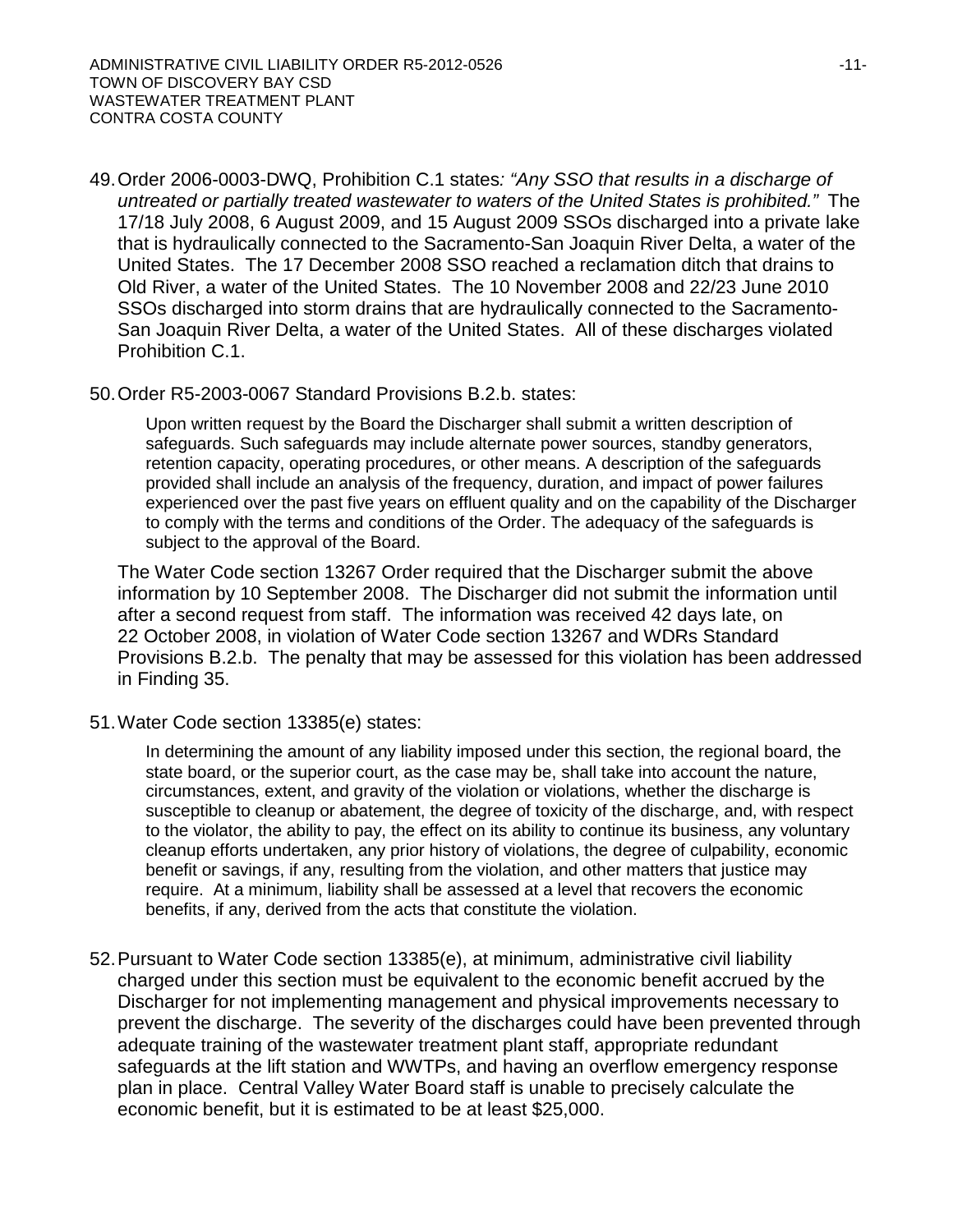49. Order 2006-0003-DWQ, Prohibition C.1 states*: "Any SSO that results in a discharge of untreated or partially treated wastewater to waters of the United States is prohibited."* The 17/18 July 2008, 6 August 2009, and 15 August 2009 SSOs discharged into a private lake that is hydraulically connected to the Sacramento-San Joaquin River Delta, a water of the United States. The 17 December 2008 SSO reached a reclamation ditch that drains to Old River, a water of the United States. The 10 November 2008 and 22/23 June 2010 SSOs discharged into storm drains that are hydraulically connected to the Sacramento-San Joaquin River Delta, a water of the United States. All of these discharges violated Prohibition C.1.

50. Order R5-2003-0067 Standard Provisions B.2.b. states:

    > Upon written request by the Board the Discharger shall submit a written description of safeguards. Such safeguards may include alternate power sources, standby generators, retention capacity, operating procedures, or other means. A description of the safeguards provided shall include an analysis of the frequency, duration, and impact of power failures experienced over the past five years on effluent quality and on the capability of the Discharger to comply with the terms and conditions of the Order. The adequacy of the safeguards is subject to the approval of the Board.

    The Water Code section 13267 Order required that the Discharger submit the above information by 10 September 2008. The Discharger did not submit the information until after a second request from staff. The information was received 42 days late, on 22 October 2008, in violation of Water Code section 13267 and WDRs Standard Provisions B.2.b. The penalty that may be assessed for this violation has been addressed in Finding 35.

51. Water Code section 13385(e) states:

    > In determining the amount of any liability imposed under this section, the regional board, the state board, or the superior court, as the case may be, shall take into account the nature, circumstances, extent, and gravity of the violation or violations, whether the discharge is susceptible to cleanup or abatement, the degree of toxicity of the discharge, and, with respect to the violator, the ability to pay, the effect on its ability to continue its business, any voluntary cleanup efforts undertaken, any prior history of violations, the degree of culpability, economic benefit or savings, if any, resulting from the violation, and other matters that justice may require. At a minimum, liability shall be assessed at a level that recovers the economic benefits, if any, derived from the acts that constitute the violation.

52. Pursuant to Water Code section 13385(e), at minimum, administrative civil liability charged under this section must be equivalent to the economic benefit accrued by the Discharger for not implementing management and physical improvements necessary to prevent the discharge. The severity of the discharges could have been prevented through adequate training of the wastewater treatment plant staff, appropriate redundant safeguards at the lift station and WWTPs, and having an overflow emergency response plan in place. Central Valley Water Board staff is unable to precisely calculate the economic benefit, but it is estimated to be at least $25,000.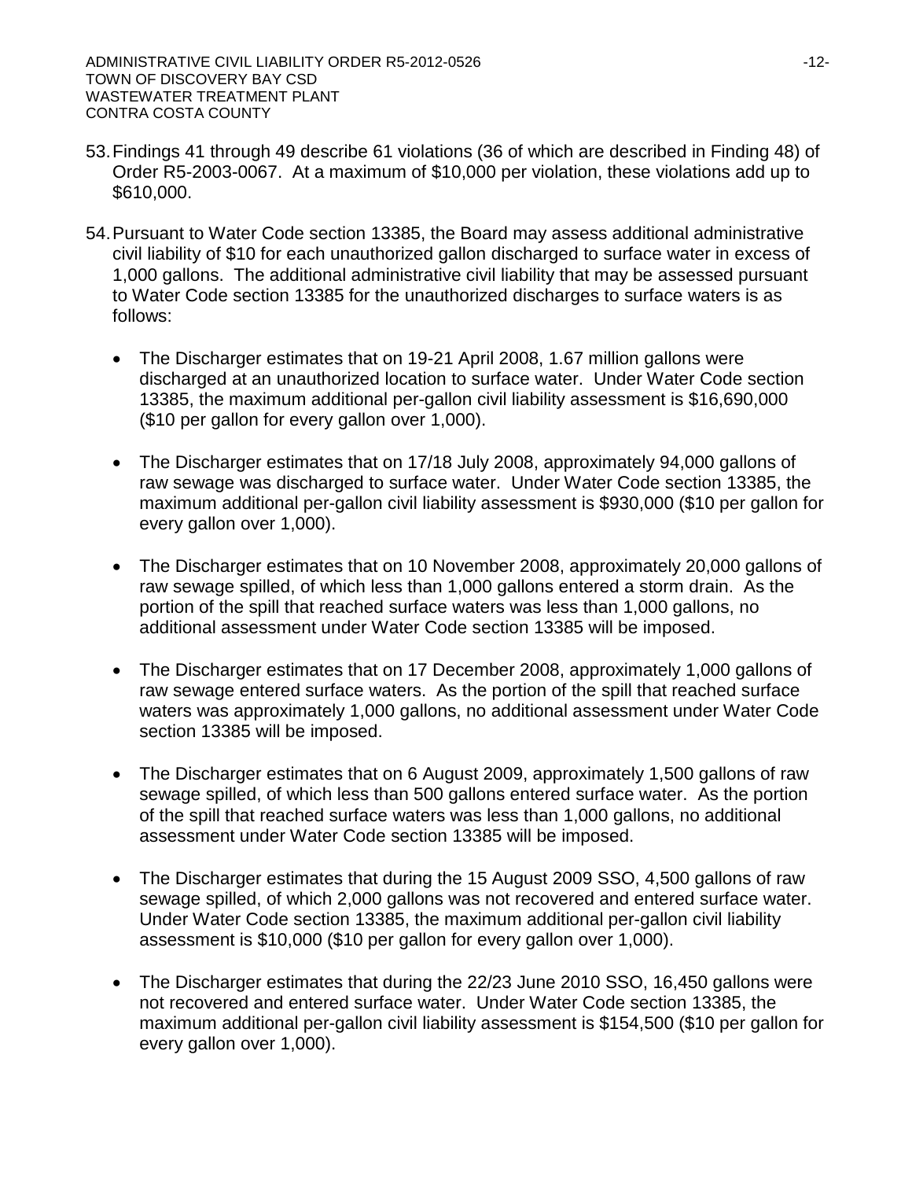53. Findings 41 through 49 describe 61 violations (36 of which are described in Finding 48) of Order R5-2003-0067. At a maximum of $10,000 per violation, these violations add up to $610,000.

54. Pursuant to Water Code section 13385, the Board may assess additional administrative civil liability of $10 for each unauthorized gallon discharged to surface water in excess of 1,000 gallons. The additional administrative civil liability that may be assessed pursuant to Water Code section 13385 for the unauthorized discharges to surface waters is as follows:

    - The Discharger estimates that on 19-21 April 2008, 1.67 million gallons were discharged at an unauthorized location to surface water. Under Water Code section 13385, the maximum additional per-gallon civil liability assessment is $16,690,000 ($10 per gallon for every gallon over 1,000).

    - The Discharger estimates that on 17/18 July 2008, approximately 94,000 gallons of raw sewage was discharged to surface water. Under Water Code section 13385, the maximum additional per-gallon civil liability assessment is $930,000 ($10 per gallon for every gallon over 1,000).

    - The Discharger estimates that on 10 November 2008, approximately 20,000 gallons of raw sewage spilled, of which less than 1,000 gallons entered a storm drain. As the portion of the spill that reached surface waters was less than 1,000 gallons, no additional assessment under Water Code section 13385 will be imposed.

    - The Discharger estimates that on 17 December 2008, approximately 1,000 gallons of raw sewage entered surface waters. As the portion of the spill that reached surface waters was approximately 1,000 gallons, no additional assessment under Water Code section 13385 will be imposed.

    - The Discharger estimates that on 6 August 2009, approximately 1,500 gallons of raw sewage spilled, of which less than 500 gallons entered surface water. As the portion of the spill that reached surface waters was less than 1,000 gallons, no additional assessment under Water Code section 13385 will be imposed.

    - The Discharger estimates that during the 15 August 2009 SSO, 4,500 gallons of raw sewage spilled, of which 2,000 gallons was not recovered and entered surface water. Under Water Code section 13385, the maximum additional per-gallon civil liability assessment is $10,000 ($10 per gallon for every gallon over 1,000).

    - The Discharger estimates that during the 22/23 June 2010 SSO, 16,450 gallons were not recovered and entered surface water. Under Water Code section 13385, the maximum additional per-gallon civil liability assessment is $154,500 ($10 per gallon for every gallon over 1,000).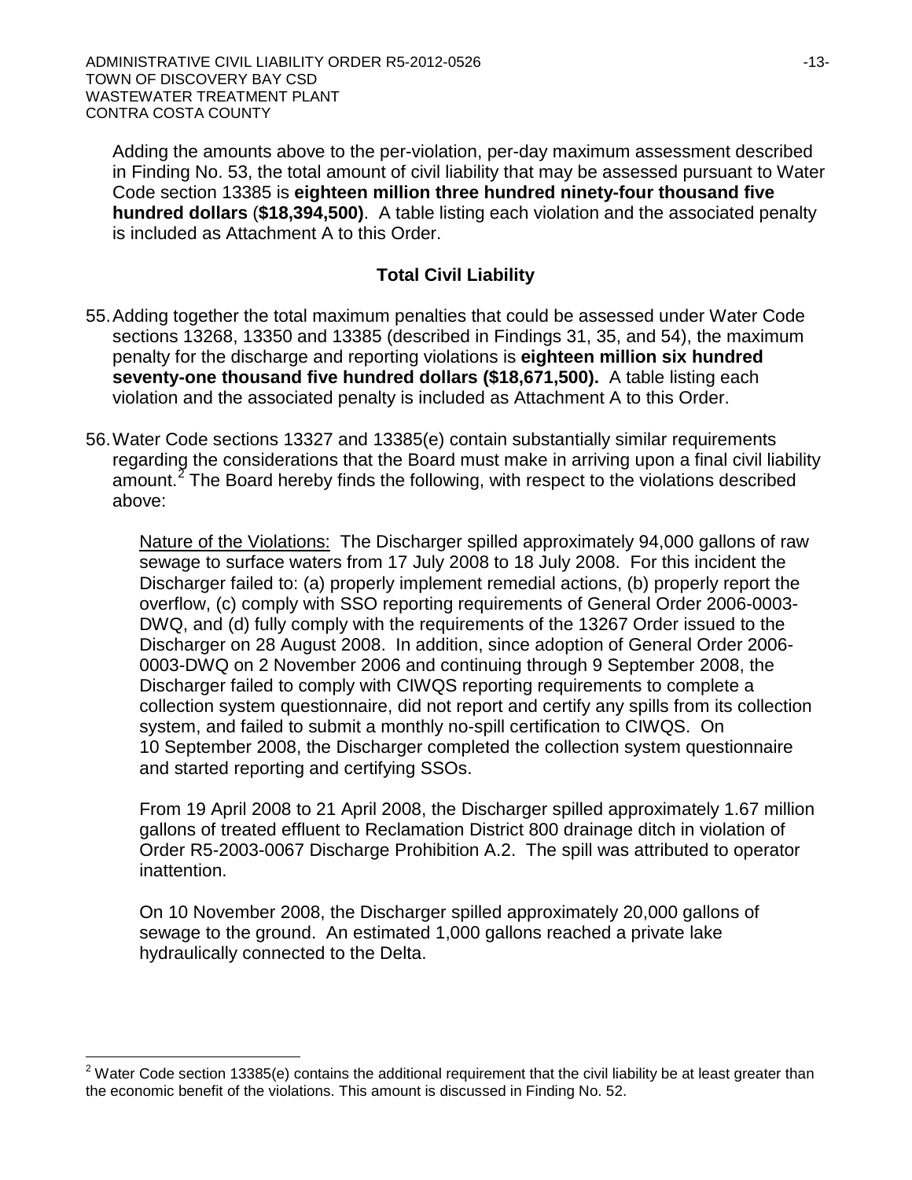Adding the amounts above to the per-violation, per-day maximum assessment described in Finding No. 53, the total amount of civil liability that may be assessed pursuant to Water Code section 13385 is **eighteen million three hundred ninety-four thousand five hundred dollars** (**$18,394,500)**. A table listing each violation and the associated penalty is included as Attachment A to this Order.

## Total Civil Liability

55. Adding together the total maximum penalties that could be assessed under Water Code sections 13268, 13350 and 13385 (described in Findings 31, 35, and 54), the maximum penalty for the discharge and reporting violations is **eighteen million six hundred seventy-one thousand five hundred dollars ($18,671,500).** A table listing each violation and the associated penalty is included as Attachment A to this Order.

56. Water Code sections 13327 and 13385(e) contain substantially similar requirements regarding the considerations that the Board must make in arriving upon a final civil liability amount.[2] The Board hereby finds the following, with respect to the violations described above:

    Nature of the Violations: The Discharger spilled approximately 94,000 gallons of raw sewage to surface waters from 17 July 2008 to 18 July 2008. For this incident the Discharger failed to: (a) properly implement remedial actions, (b) properly report the overflow, (c) comply with SSO reporting requirements of General Order 2006-0003-DWQ, and (d) fully comply with the requirements of the 13267 Order issued to the Discharger on 28 August 2008. In addition, since adoption of General Order 2006-0003-DWQ on 2 November 2006 and continuing through 9 September 2008, the Discharger failed to comply with CIWQS reporting requirements to complete a collection system questionnaire, did not report and certify any spills from its collection system, and failed to submit a monthly no-spill certification to CIWQS. On 10 September 2008, the Discharger completed the collection system questionnaire and started reporting and certifying SSOs.

    From 19 April 2008 to 21 April 2008, the Discharger spilled approximately 1.67 million gallons of treated effluent to Reclamation District 800 drainage ditch in violation of Order R5-2003-0067 Discharge Prohibition A.2. The spill was attributed to operator inattention.

    On 10 November 2008, the Discharger spilled approximately 20,000 gallons of sewage to the ground. An estimated 1,000 gallons reached a private lake hydraulically connected to the Delta.

---

[2] Water Code section 13385(e) contains the additional requirement that the civil liability be at least greater than the economic benefit of the violations. This amount is discussed in Finding No. 52.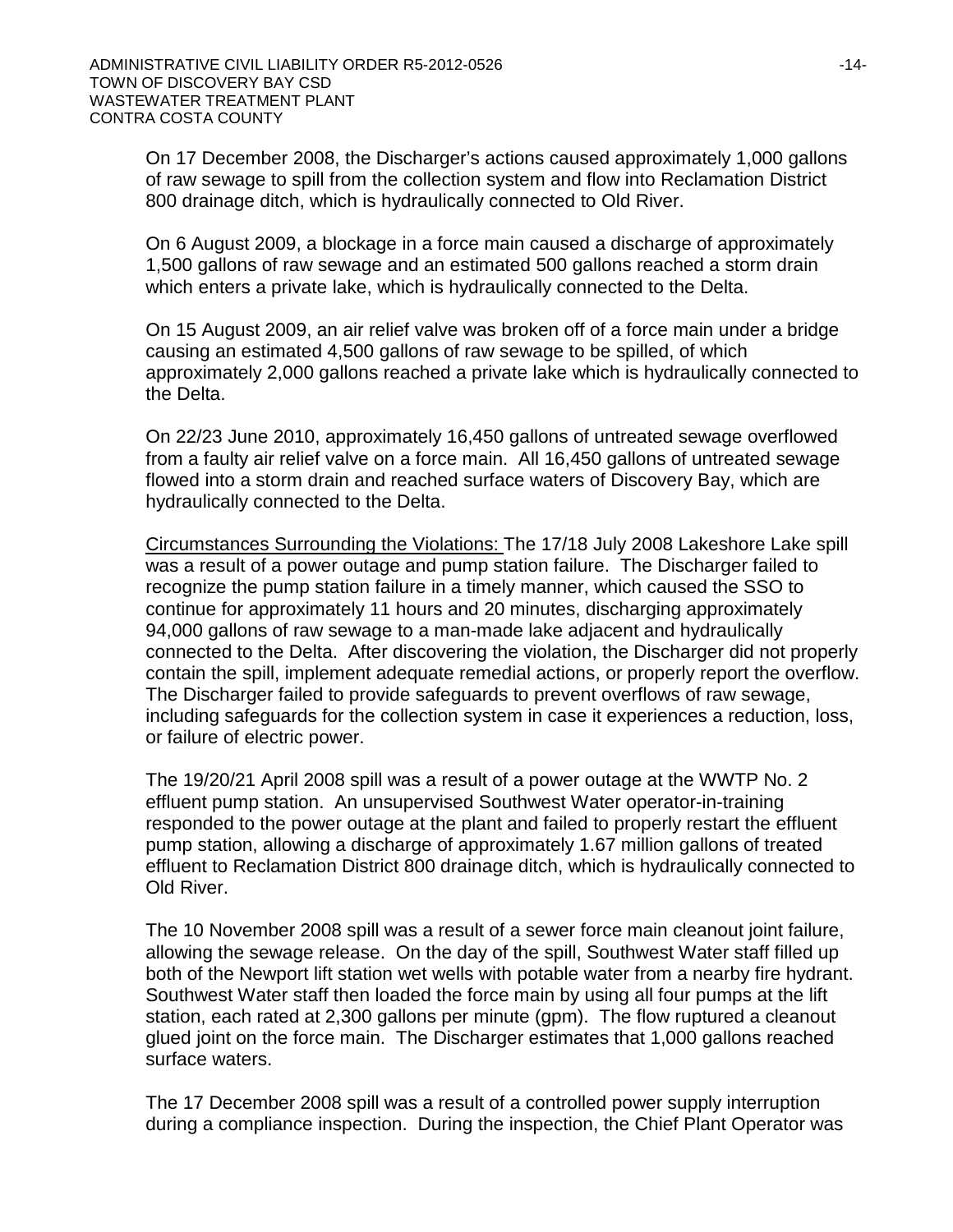On 17 December 2008, the Discharger's actions caused approximately 1,000 gallons of raw sewage to spill from the collection system and flow into Reclamation District 800 drainage ditch, which is hydraulically connected to Old River.

On 6 August 2009, a blockage in a force main caused a discharge of approximately 1,500 gallons of raw sewage and an estimated 500 gallons reached a storm drain which enters a private lake, which is hydraulically connected to the Delta.

On 15 August 2009, an air relief valve was broken off of a force main under a bridge causing an estimated 4,500 gallons of raw sewage to be spilled, of which approximately 2,000 gallons reached a private lake which is hydraulically connected to the Delta.

On 22/23 June 2010, approximately 16,450 gallons of untreated sewage overflowed from a faulty air relief valve on a force main. All 16,450 gallons of untreated sewage flowed into a storm drain and reached surface waters of Discovery Bay, which are hydraulically connected to the Delta.

<u>Circumstances Surrounding the Violations:</u> The 17/18 July 2008 Lakeshore Lake spill was a result of a power outage and pump station failure. The Discharger failed to recognize the pump station failure in a timely manner, which caused the SSO to continue for approximately 11 hours and 20 minutes, discharging approximately 94,000 gallons of raw sewage to a man-made lake adjacent and hydraulically connected to the Delta. After discovering the violation, the Discharger did not properly contain the spill, implement adequate remedial actions, or properly report the overflow. The Discharger failed to provide safeguards to prevent overflows of raw sewage, including safeguards for the collection system in case it experiences a reduction, loss, or failure of electric power.

The 19/20/21 April 2008 spill was a result of a power outage at the WWTP No. 2 effluent pump station. An unsupervised Southwest Water operator-in-training responded to the power outage at the plant and failed to properly restart the effluent pump station, allowing a discharge of approximately 1.67 million gallons of treated effluent to Reclamation District 800 drainage ditch, which is hydraulically connected to Old River.

The 10 November 2008 spill was a result of a sewer force main cleanout joint failure, allowing the sewage release. On the day of the spill, Southwest Water staff filled up both of the Newport lift station wet wells with potable water from a nearby fire hydrant. Southwest Water staff then loaded the force main by using all four pumps at the lift station, each rated at 2,300 gallons per minute (gpm). The flow ruptured a cleanout glued joint on the force main. The Discharger estimates that 1,000 gallons reached surface waters.

The 17 December 2008 spill was a result of a controlled power supply interruption during a compliance inspection. During the inspection, the Chief Plant Operator was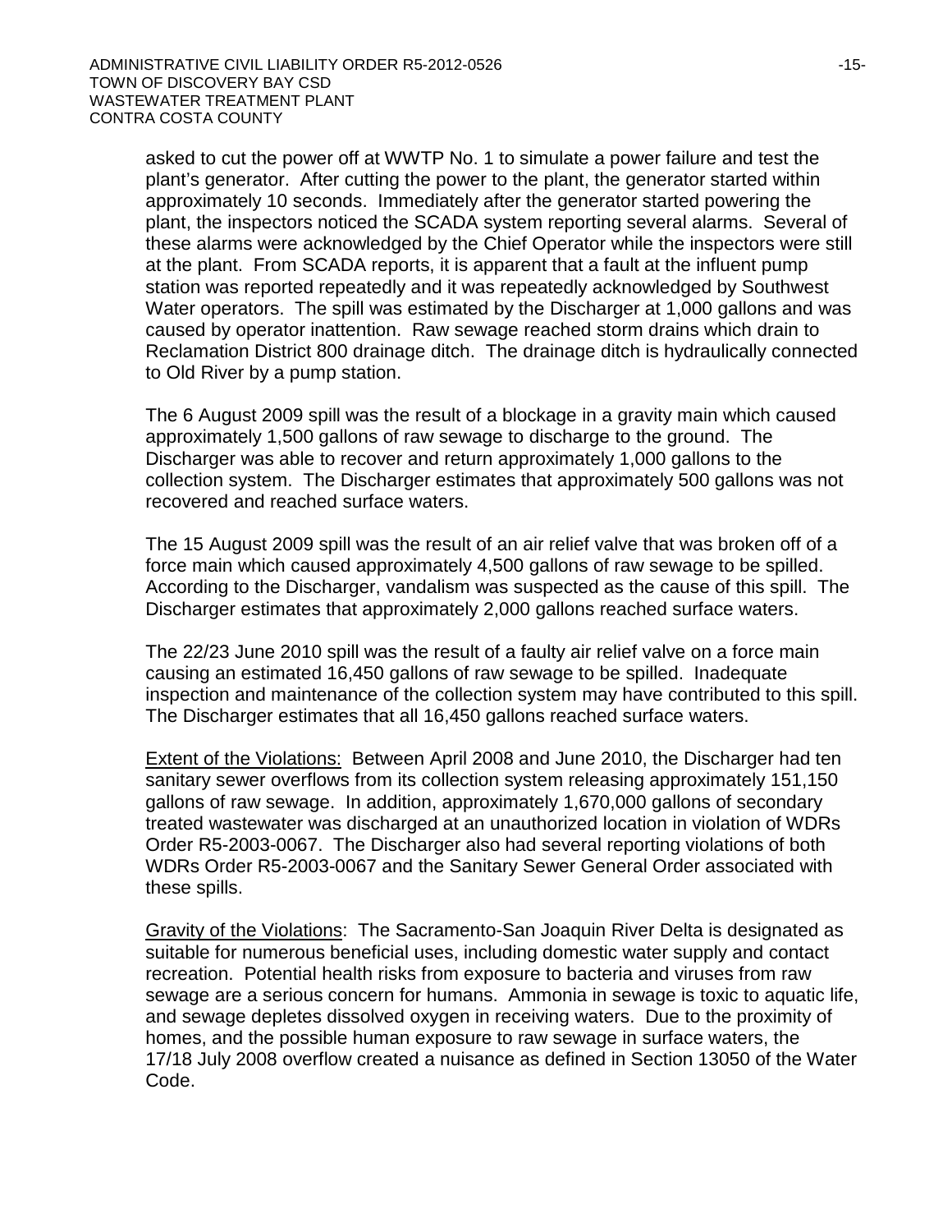asked to cut the power off at WWTP No. 1 to simulate a power failure and test the plant's generator. After cutting the power to the plant, the generator started within approximately 10 seconds. Immediately after the generator started powering the plant, the inspectors noticed the SCADA system reporting several alarms. Several of these alarms were acknowledged by the Chief Operator while the inspectors were still at the plant. From SCADA reports, it is apparent that a fault at the influent pump station was reported repeatedly and it was repeatedly acknowledged by Southwest Water operators. The spill was estimated by the Discharger at 1,000 gallons and was caused by operator inattention. Raw sewage reached storm drains which drain to Reclamation District 800 drainage ditch. The drainage ditch is hydraulically connected to Old River by a pump station.

The 6 August 2009 spill was the result of a blockage in a gravity main which caused approximately 1,500 gallons of raw sewage to discharge to the ground. The Discharger was able to recover and return approximately 1,000 gallons to the collection system. The Discharger estimates that approximately 500 gallons was not recovered and reached surface waters.

The 15 August 2009 spill was the result of an air relief valve that was broken off of a force main which caused approximately 4,500 gallons of raw sewage to be spilled. According to the Discharger, vandalism was suspected as the cause of this spill. The Discharger estimates that approximately 2,000 gallons reached surface waters.

The 22/23 June 2010 spill was the result of a faulty air relief valve on a force main causing an estimated 16,450 gallons of raw sewage to be spilled. Inadequate inspection and maintenance of the collection system may have contributed to this spill. The Discharger estimates that all 16,450 gallons reached surface waters.

<u>Extent of the Violations:</u> Between April 2008 and June 2010, the Discharger had ten sanitary sewer overflows from its collection system releasing approximately 151,150 gallons of raw sewage. In addition, approximately 1,670,000 gallons of secondary treated wastewater was discharged at an unauthorized location in violation of WDRs Order R5-2003-0067. The Discharger also had several reporting violations of both WDRs Order R5-2003-0067 and the Sanitary Sewer General Order associated with these spills.

<u>Gravity of the Violations</u>: The Sacramento-San Joaquin River Delta is designated as suitable for numerous beneficial uses, including domestic water supply and contact recreation. Potential health risks from exposure to bacteria and viruses from raw sewage are a serious concern for humans. Ammonia in sewage is toxic to aquatic life, and sewage depletes dissolved oxygen in receiving waters. Due to the proximity of homes, and the possible human exposure to raw sewage in surface waters, the 17/18 July 2008 overflow created a nuisance as defined in Section 13050 of the Water Code.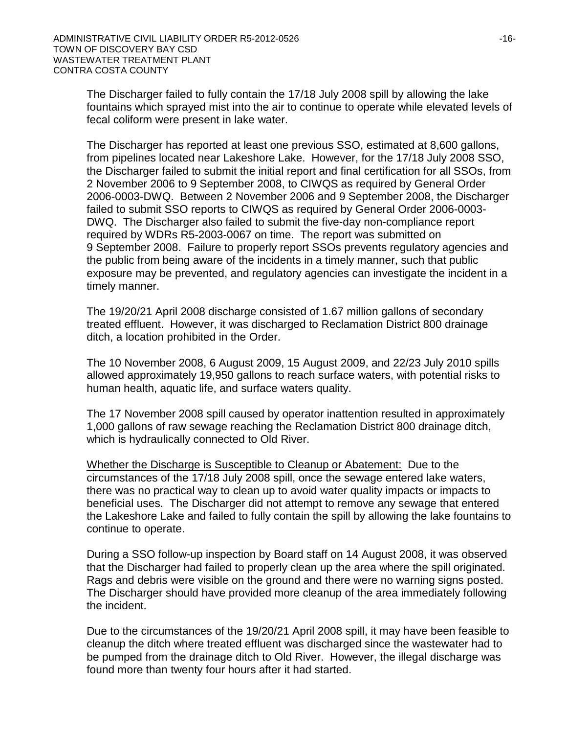The Discharger failed to fully contain the 17/18 July 2008 spill by allowing the lake fountains which sprayed mist into the air to continue to operate while elevated levels of fecal coliform were present in lake water.

The Discharger has reported at least one previous SSO, estimated at 8,600 gallons, from pipelines located near Lakeshore Lake. However, for the 17/18 July 2008 SSO, the Discharger failed to submit the initial report and final certification for all SSOs, from 2 November 2006 to 9 September 2008, to CIWQS as required by General Order 2006-0003-DWQ. Between 2 November 2006 and 9 September 2008, the Discharger failed to submit SSO reports to CIWQS as required by General Order 2006-0003-DWQ. The Discharger also failed to submit the five-day non-compliance report required by WDRs R5-2003-0067 on time. The report was submitted on 9 September 2008. Failure to properly report SSOs prevents regulatory agencies and the public from being aware of the incidents in a timely manner, such that public exposure may be prevented, and regulatory agencies can investigate the incident in a timely manner.

The 19/20/21 April 2008 discharge consisted of 1.67 million gallons of secondary treated effluent. However, it was discharged to Reclamation District 800 drainage ditch, a location prohibited in the Order.

The 10 November 2008, 6 August 2009, 15 August 2009, and 22/23 July 2010 spills allowed approximately 19,950 gallons to reach surface waters, with potential risks to human health, aquatic life, and surface waters quality.

The 17 November 2008 spill caused by operator inattention resulted in approximately 1,000 gallons of raw sewage reaching the Reclamation District 800 drainage ditch, which is hydraulically connected to Old River.

<u>Whether the Discharge is Susceptible to Cleanup or Abatement:</u> Due to the circumstances of the 17/18 July 2008 spill, once the sewage entered lake waters, there was no practical way to clean up to avoid water quality impacts or impacts to beneficial uses. The Discharger did not attempt to remove any sewage that entered the Lakeshore Lake and failed to fully contain the spill by allowing the lake fountains to continue to operate.

During a SSO follow-up inspection by Board staff on 14 August 2008, it was observed that the Discharger had failed to properly clean up the area where the spill originated. Rags and debris were visible on the ground and there were no warning signs posted. The Discharger should have provided more cleanup of the area immediately following the incident.

Due to the circumstances of the 19/20/21 April 2008 spill, it may have been feasible to cleanup the ditch where treated effluent was discharged since the wastewater had to be pumped from the drainage ditch to Old River. However, the illegal discharge was found more than twenty four hours after it had started.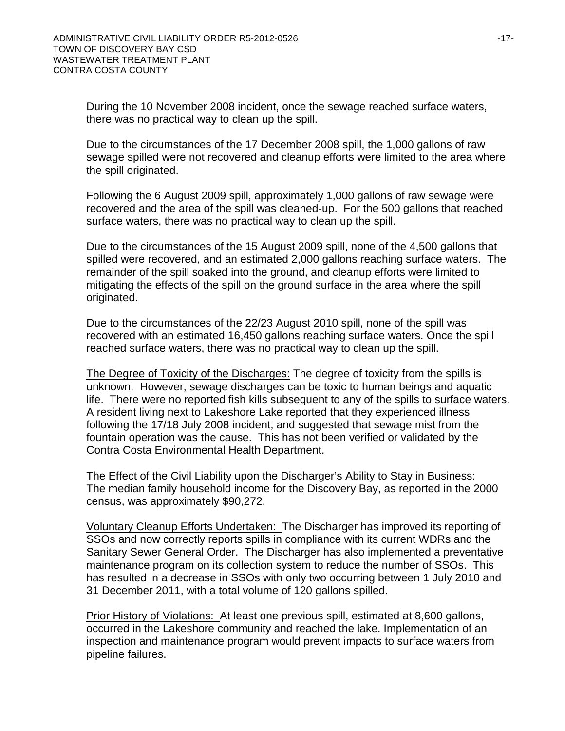During the 10 November 2008 incident, once the sewage reached surface waters, there was no practical way to clean up the spill.

Due to the circumstances of the 17 December 2008 spill, the 1,000 gallons of raw sewage spilled were not recovered and cleanup efforts were limited to the area where the spill originated.

Following the 6 August 2009 spill, approximately 1,000 gallons of raw sewage were recovered and the area of the spill was cleaned-up. For the 500 gallons that reached surface waters, there was no practical way to clean up the spill.

Due to the circumstances of the 15 August 2009 spill, none of the 4,500 gallons that spilled were recovered, and an estimated 2,000 gallons reaching surface waters. The remainder of the spill soaked into the ground, and cleanup efforts were limited to mitigating the effects of the spill on the ground surface in the area where the spill originated.

Due to the circumstances of the 22/23 August 2010 spill, none of the spill was recovered with an estimated 16,450 gallons reaching surface waters. Once the spill reached surface waters, there was no practical way to clean up the spill.

<u>The Degree of Toxicity of the Discharges:</u> The degree of toxicity from the spills is unknown. However, sewage discharges can be toxic to human beings and aquatic life. There were no reported fish kills subsequent to any of the spills to surface waters. A resident living next to Lakeshore Lake reported that they experienced illness following the 17/18 July 2008 incident, and suggested that sewage mist from the fountain operation was the cause. This has not been verified or validated by the Contra Costa Environmental Health Department.

<u>The Effect of the Civil Liability upon the Discharger's Ability to Stay in Business:</u> The median family household income for the Discovery Bay, as reported in the 2000 census, was approximately $90,272.

<u>Voluntary Cleanup Efforts Undertaken:</u> The Discharger has improved its reporting of SSOs and now correctly reports spills in compliance with its current WDRs and the Sanitary Sewer General Order. The Discharger has also implemented a preventative maintenance program on its collection system to reduce the number of SSOs. This has resulted in a decrease in SSOs with only two occurring between 1 July 2010 and 31 December 2011, with a total volume of 120 gallons spilled.

<u>Prior History of Violations:</u> At least one previous spill, estimated at 8,600 gallons, occurred in the Lakeshore community and reached the lake. Implementation of an inspection and maintenance program would prevent impacts to surface waters from pipeline failures.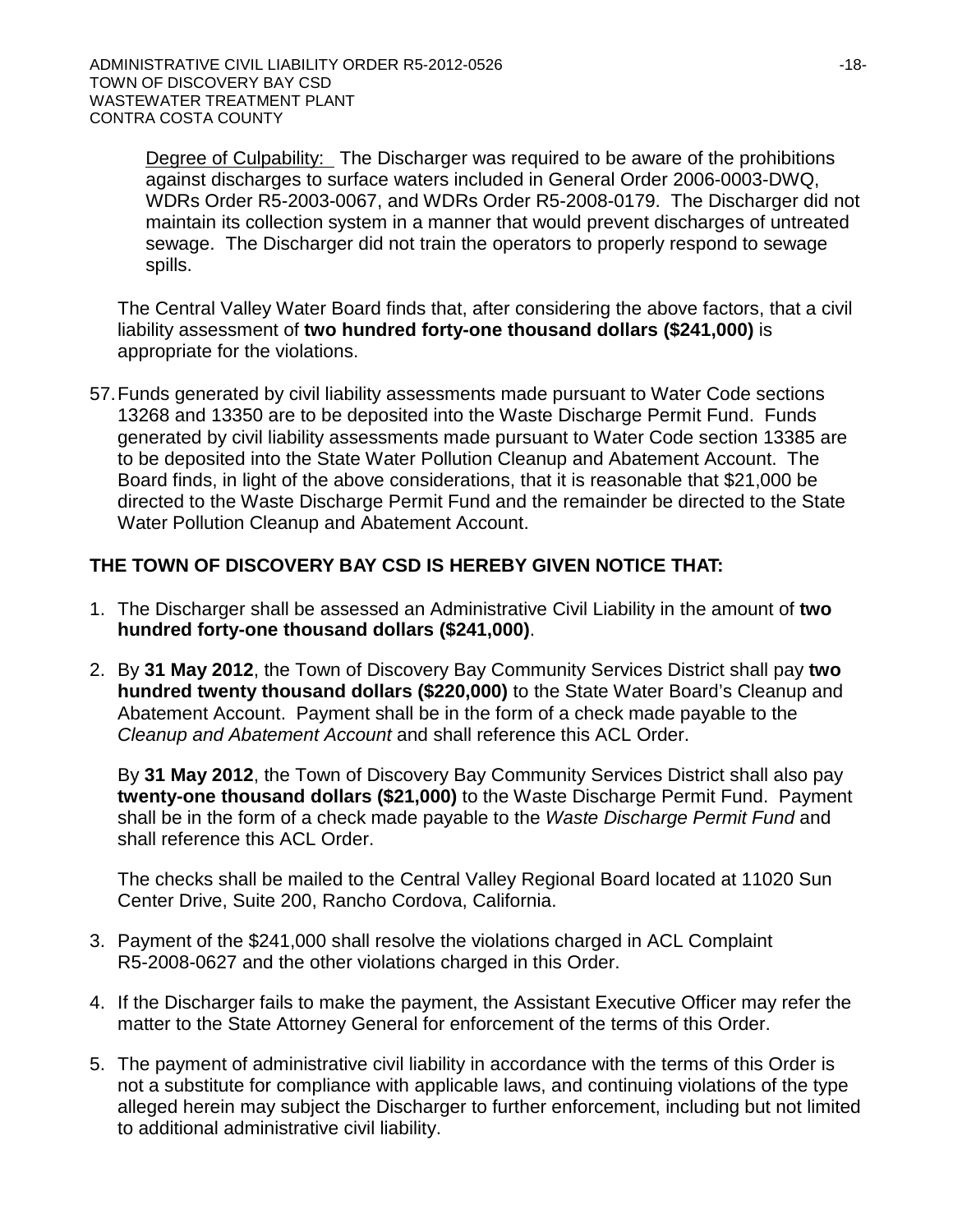<u>Degree of Culpability:</u> The Discharger was required to be aware of the prohibitions against discharges to surface waters included in General Order 2006-0003-DWQ, WDRs Order R5-2003-0067, and WDRs Order R5-2008-0179. The Discharger did not maintain its collection system in a manner that would prevent discharges of untreated sewage. The Discharger did not train the operators to properly respond to sewage spills.

The Central Valley Water Board finds that, after considering the above factors, that a civil liability assessment of **two hundred forty-one thousand dollars ($241,000)** is appropriate for the violations.

57. Funds generated by civil liability assessments made pursuant to Water Code sections 13268 and 13350 are to be deposited into the Waste Discharge Permit Fund. Funds generated by civil liability assessments made pursuant to Water Code section 13385 are to be deposited into the State Water Pollution Cleanup and Abatement Account. The Board finds, in light of the above considerations, that it is reasonable that $21,000 be directed to the Waste Discharge Permit Fund and the remainder be directed to the State Water Pollution Cleanup and Abatement Account.

## THE TOWN OF DISCOVERY BAY CSD IS HEREBY GIVEN NOTICE THAT:

1. The Discharger shall be assessed an Administrative Civil Liability in the amount of **two hundred forty-one thousand dollars ($241,000)**.

2. By **31 May 2012**, the Town of Discovery Bay Community Services District shall pay **two hundred twenty thousand dollars ($220,000)** to the State Water Board's Cleanup and Abatement Account. Payment shall be in the form of a check made payable to the *Cleanup and Abatement Account* and shall reference this ACL Order.

   By **31 May 2012**, the Town of Discovery Bay Community Services District shall also pay **twenty-one thousand dollars ($21,000)** to the Waste Discharge Permit Fund. Payment shall be in the form of a check made payable to the *Waste Discharge Permit Fund* and shall reference this ACL Order.

   The checks shall be mailed to the Central Valley Regional Board located at 11020 Sun Center Drive, Suite 200, Rancho Cordova, California.

3. Payment of the $241,000 shall resolve the violations charged in ACL Complaint R5-2008-0627 and the other violations charged in this Order.

4. If the Discharger fails to make the payment, the Assistant Executive Officer may refer the matter to the State Attorney General for enforcement of the terms of this Order.

5. The payment of administrative civil liability in accordance with the terms of this Order is not a substitute for compliance with applicable laws, and continuing violations of the type alleged herein may subject the Discharger to further enforcement, including but not limited to additional administrative civil liability.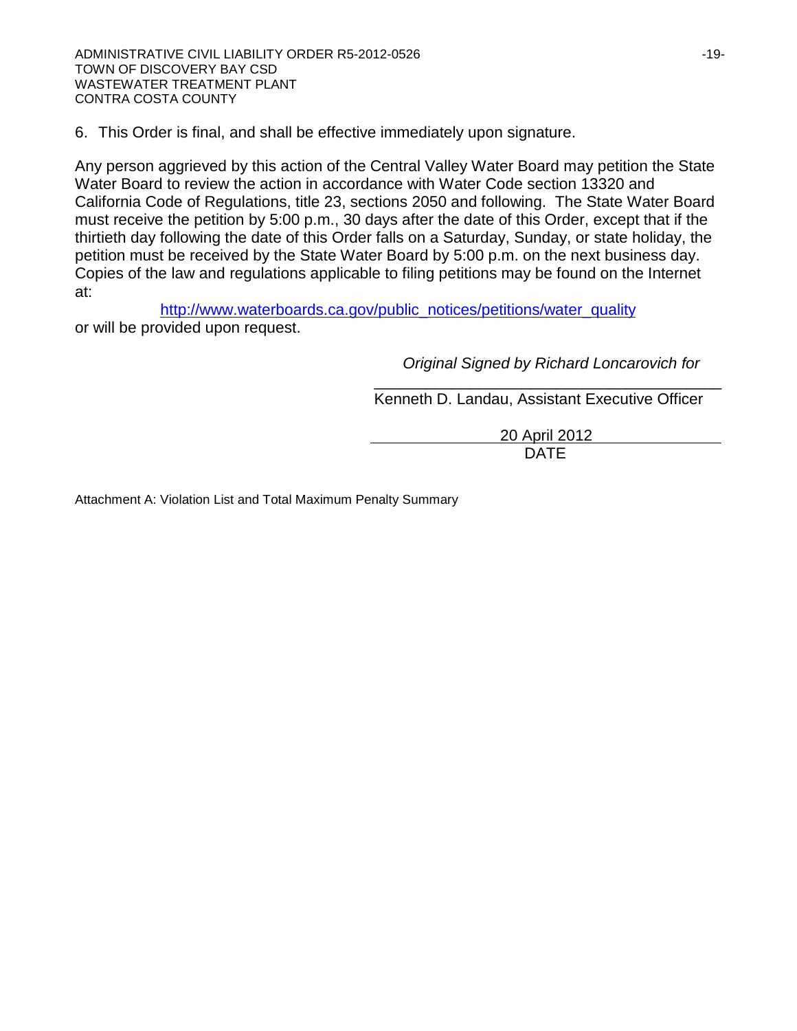6. This Order is final, and shall be effective immediately upon signature.

Any person aggrieved by this action of the Central Valley Water Board may petition the State Water Board to review the action in accordance with Water Code section 13320 and California Code of Regulations, title 23, sections 2050 and following. The State Water Board must receive the petition by 5:00 p.m., 30 days after the date of this Order, except that if the thirtieth day following the date of this Order falls on a Saturday, Sunday, or state holiday, the petition must be received by the State Water Board by 5:00 p.m. on the next business day. Copies of the law and regulations applicable to filing petitions may be found on the Internet at:

[http://www.waterboards.ca.gov/public_notices/petitions/water_quality](http://www.waterboards.ca.gov/public_notices/petitions/water_quality)

or will be provided upon request.

*Original Signed by Richard Loncarovich for*

\_\_\_\_\_\_\_\_\_\_\_\_\_\_\_\_\_\_\_\_\_\_\_\_\_\_\_\_\_\_\_\_\_\_\_\_\_\_\_

Kenneth D. Landau, Assistant Executive Officer

20 April 2012

DATE

Attachment A: Violation List and Total Maximum Penalty Summary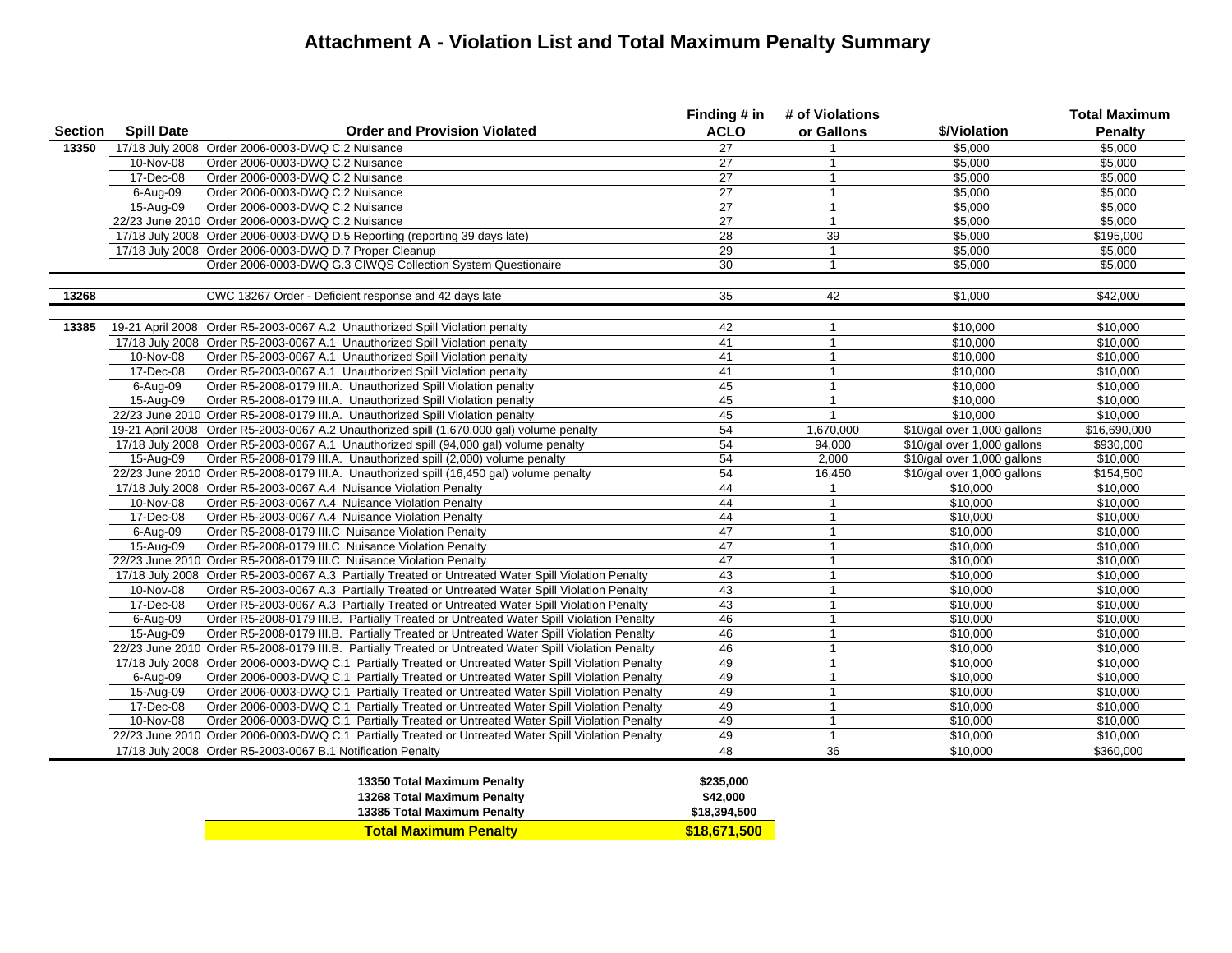# Attachment A - Violation List and Total Maximum Penalty Summary

| Section | Spill Date | Order and Provision Violated | Finding # in ACLO | # of Violations or Gallons | $/Violation | Total Maximum Penalty |
|---|---|---|---|---|---|---|
| 13350 | 17/18 July 2008 | Order 2006-0003-DWQ C.2 Nuisance | 27 | 1 | $5,000 | $5,000 |
| | 10-Nov-08 | Order 2006-0003-DWQ C.2 Nuisance | 27 | 1 | $5,000 | $5,000 |
| | 17-Dec-08 | Order 2006-0003-DWQ C.2 Nuisance | 27 | 1 | $5,000 | $5,000 |
| | 6-Aug-09 | Order 2006-0003-DWQ C.2 Nuisance | 27 | 1 | $5,000 | $5,000 |
| | 15-Aug-09 | Order 2006-0003-DWQ C.2 Nuisance | 27 | 1 | $5,000 | $5,000 |
| | 22/23 June 2010 | Order 2006-0003-DWQ C.2 Nuisance | 27 | 1 | $5,000 | $5,000 |
| | 17/18 July 2008 | Order 2006-0003-DWQ D.5 Reporting (reporting 39 days late) | 28 | 39 | $5,000 | $195,000 |
| | 17/18 July 2008 | Order 2006-0003-DWQ D.7 Proper Cleanup | 29 | 1 | $5,000 | $5,000 |
| | | Order 2006-0003-DWQ G.3 CIWQS Collection System Questionaire | 30 | 1 | $5,000 | $5,000 |
| 13268 | | CWC 13267 Order - Deficient response and 42 days late | 35 | 42 | $1,000 | $42,000 |
| 13385 | 19-21 April 2008 | Order R5-2003-0067 A.2 Unauthorized Spill Violation penalty | 42 | 1 | $10,000 | $10,000 |
| | 17/18 July 2008 | Order R5-2003-0067 A.1 Unauthorized Spill Violation penalty | 41 | 1 | $10,000 | $10,000 |
| | 10-Nov-08 | Order R5-2003-0067 A.1 Unauthorized Spill Violation penalty | 41 | 1 | $10,000 | $10,000 |
| | 17-Dec-08 | Order R5-2003-0067 A.1 Unauthorized Spill Violation penalty | 41 | 1 | $10,000 | $10,000 |
| | 6-Aug-09 | Order R5-2008-0179 III.A. Unauthorized Spill Violation penalty | 45 | 1 | $10,000 | $10,000 |
| | 15-Aug-09 | Order R5-2008-0179 III.A. Unauthorized Spill Violation penalty | 45 | 1 | $10,000 | $10,000 |
| | 22/23 June 2010 | Order R5-2008-0179 III.A. Unauthorized Spill Violation penalty | 45 | 1 | $10,000 | $10,000 |
| | 19-21 April 2008 | Order R5-2003-0067 A.2 Unauthorized spill (1,670,000 gal) volume penalty | 54 | 1,670,000 | $10/gal over 1,000 gallons | $16,690,000 |
| | 17/18 July 2008 | Order R5-2003-0067 A.1 Unauthorized spill (94,000 gal) volume penalty | 54 | 94,000 | $10/gal over 1,000 gallons | $930,000 |
| | 15-Aug-09 | Order R5-2008-0179 III.A. Unauthorized spill (2,000) volume penalty | 54 | 2,000 | $10/gal over 1,000 gallons | $10,000 |
| | 22/23 June 2010 | Order R5-2008-0179 III.A. Unauthorized spill (16,450 gal) volume penalty | 54 | 16,450 | $10/gal over 1,000 gallons | $154,500 |
| | 17/18 July 2008 | Order R5-2003-0067 A.4 Nuisance Violation Penalty | 44 | 1 | $10,000 | $10,000 |
| | 10-Nov-08 | Order R5-2003-0067 A.4 Nuisance Violation Penalty | 44 | 1 | $10,000 | $10,000 |
| | 17-Dec-08 | Order R5-2003-0067 A.4 Nuisance Violation Penalty | 44 | 1 | $10,000 | $10,000 |
| | 6-Aug-09 | Order R5-2008-0179 III.C Nuisance Violation Penalty | 47 | 1 | $10,000 | $10,000 |
| | 15-Aug-09 | Order R5-2008-0179 III.C Nuisance Violation Penalty | 47 | 1 | $10,000 | $10,000 |
| | 22/23 June 2010 | Order R5-2008-0179 III.C Nuisance Violation Penalty | 47 | 1 | $10,000 | $10,000 |
| | 17/18 July 2008 | Order R5-2003-0067 A.3 Partially Treated or Untreated Water Spill Violation Penalty | 43 | 1 | $10,000 | $10,000 |
| | 10-Nov-08 | Order R5-2003-0067 A.3 Partially Treated or Untreated Water Spill Violation Penalty | 43 | 1 | $10,000 | $10,000 |
| | 17-Dec-08 | Order R5-2003-0067 A.3 Partially Treated or Untreated Water Spill Violation Penalty | 43 | 1 | $10,000 | $10,000 |
| | 6-Aug-09 | Order R5-2008-0179 III.B. Partially Treated or Untreated Water Spill Violation Penalty | 46 | 1 | $10,000 | $10,000 |
| | 15-Aug-09 | Order R5-2008-0179 III.B. Partially Treated or Untreated Water Spill Violation Penalty | 46 | 1 | $10,000 | $10,000 |
| | 22/23 June 2010 | Order R5-2008-0179 III.B. Partially Treated or Untreated Water Spill Violation Penalty | 46 | 1 | $10,000 | $10,000 |
| | 17/18 July 2008 | Order 2006-0003-DWQ C.1 Partially Treated or Untreated Water Spill Violation Penalty | 49 | 1 | $10,000 | $10,000 |
| | 6-Aug-09 | Order 2006-0003-DWQ C.1 Partially Treated or Untreated Water Spill Violation Penalty | 49 | 1 | $10,000 | $10,000 |
| | 15-Aug-09 | Order 2006-0003-DWQ C.1 Partially Treated or Untreated Water Spill Violation Penalty | 49 | 1 | $10,000 | $10,000 |
| | 17-Dec-08 | Order 2006-0003-DWQ C.1 Partially Treated or Untreated Water Spill Violation Penalty | 49 | 1 | $10,000 | $10,000 |
| | 10-Nov-08 | Order 2006-0003-DWQ C.1 Partially Treated or Untreated Water Spill Violation Penalty | 49 | 1 | $10,000 | $10,000 |
| | 22/23 June 2010 | Order 2006-0003-DWQ C.1 Partially Treated or Untreated Water Spill Violation Penalty | 49 | 1 | $10,000 | $10,000 |
| | 17/18 July 2008 | Order R5-2003-0067 B.1 Notification Penalty | 48 | 36 | $10,000 | $360,000 |

| | |
|---|---|
| **13350 Total Maximum Penalty** | **$235,000** |
| **13268 Total Maximum Penalty** | **$42,000** |
| **13385 Total Maximum Penalty** | **$18,394,500** |
| **Total Maximum Penalty** | **$18,671,500** |